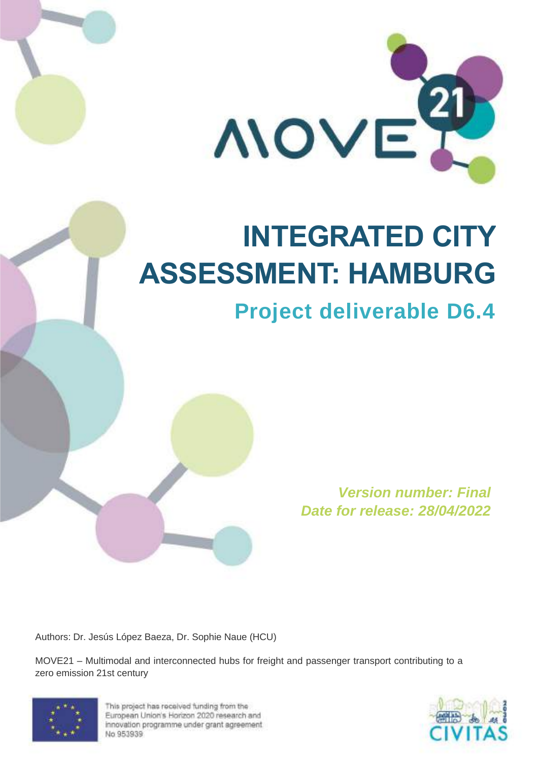# INTEGRATED CITY ASSESSMENT: HAMBURG

## Project deliverable D6.4

*Version number: Final*
*Date for release: 28/04/2022*

Authors: Dr. Jesús López Baeza, Dr. Sophie Naue (HCU)

MOVE21 – Multimodal and interconnected hubs for freight and passenger transport contributing to a zero emission 21st century

This project has received funding from the European Union's Horizon 2020 research and innovation programme under grant agreement No 953939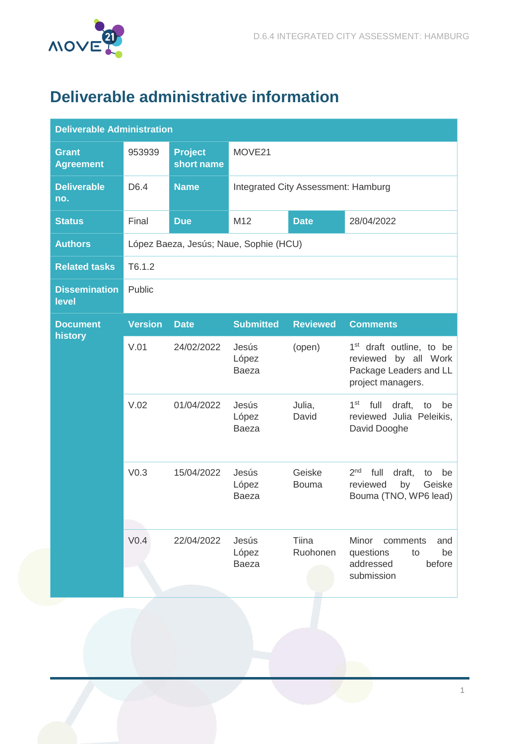# Deliverable administrative information

| Deliverable Administration | | | | | |
|---|---|---|---|---|---|
| **Grant Agreement** | 953939 | **Project short name** | MOVE21 | | |
| **Deliverable no.** | D6.4 | **Name** | Integrated City Assessment: Hamburg | | |
| **Status** | Final | **Due** | M12 | **Date** | 28/04/2022 |
| **Authors** | López Baeza, Jesús; Naue, Sophie (HCU) | | | | |
| **Related tasks** | T6.1.2 | | | | |
| **Dissemination level** | Public | | | | |
| **Document history** | **Version** | **Date** | **Submitted** | **Reviewed** | **Comments** |
| | V.01 | 24/02/2022 | Jesús López Baeza | (open) | 1st draft outline, to be reviewed by all Work Package Leaders and LL project managers. |
| | V.02 | 01/04/2022 | Jesús López Baeza | Julia, David | 1st full draft, to be reviewed Julia Peleikis, David Dooghe |
| | V0.3 | 15/04/2022 | Jesús López Baeza | Geiske Bouma | 2nd full draft, to be reviewed by Geiske Bouma (TNO, WP6 lead) |
| | V0.4 | 22/04/2022 | Jesús López Baeza | Tiina Ruohonen | Minor comments and questions to be addressed before submission |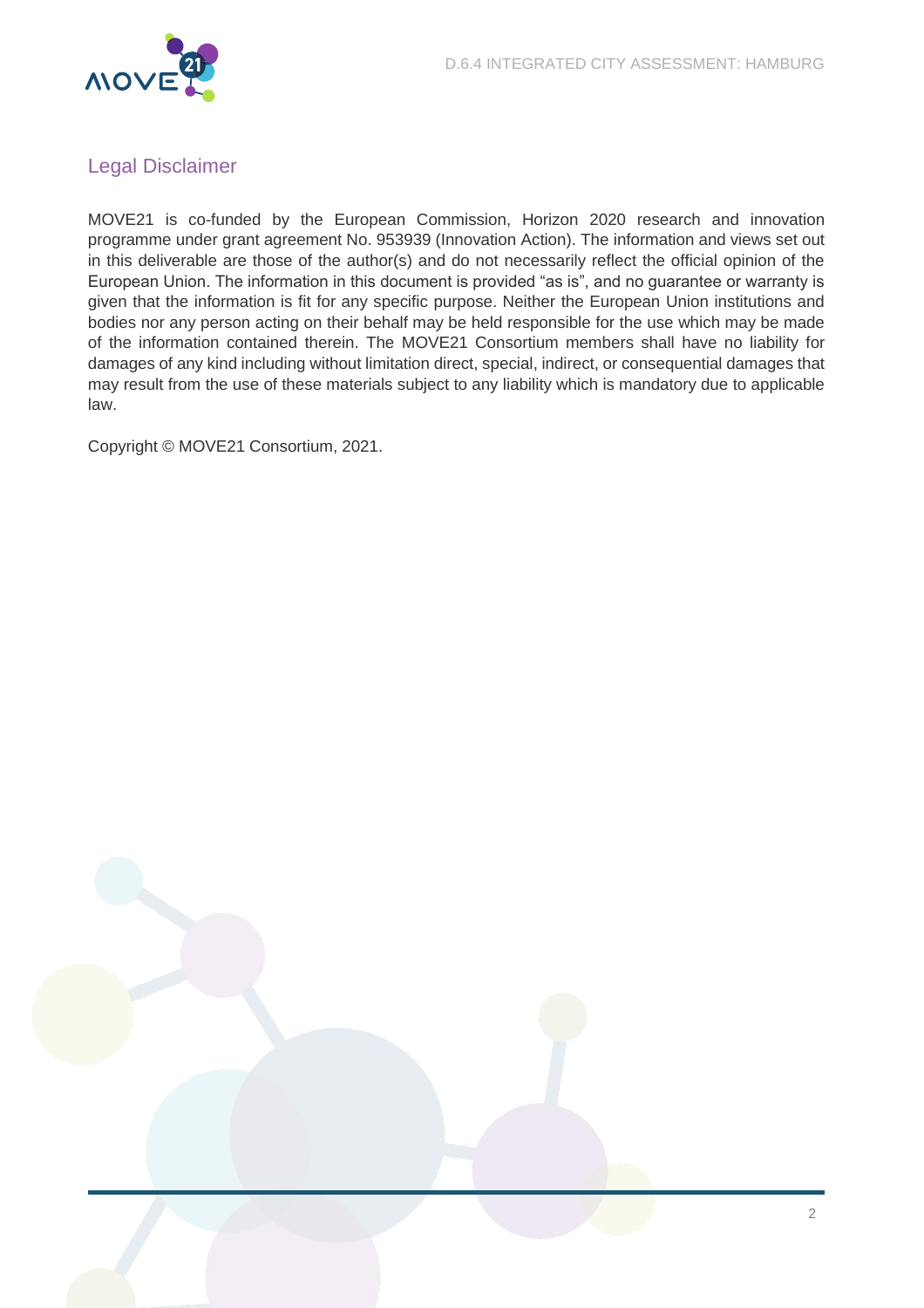## Legal Disclaimer

MOVE21 is co-funded by the European Commission, Horizon 2020 research and innovation programme under grant agreement No. 953939 (Innovation Action). The information and views set out in this deliverable are those of the author(s) and do not necessarily reflect the official opinion of the European Union. The information in this document is provided "as is", and no guarantee or warranty is given that the information is fit for any specific purpose. Neither the European Union institutions and bodies nor any person acting on their behalf may be held responsible for the use which may be made of the information contained therein. The MOVE21 Consortium members shall have no liability for damages of any kind including without limitation direct, special, indirect, or consequential damages that may result from the use of these materials subject to any liability which is mandatory due to applicable law.

Copyright © MOVE21 Consortium, 2021.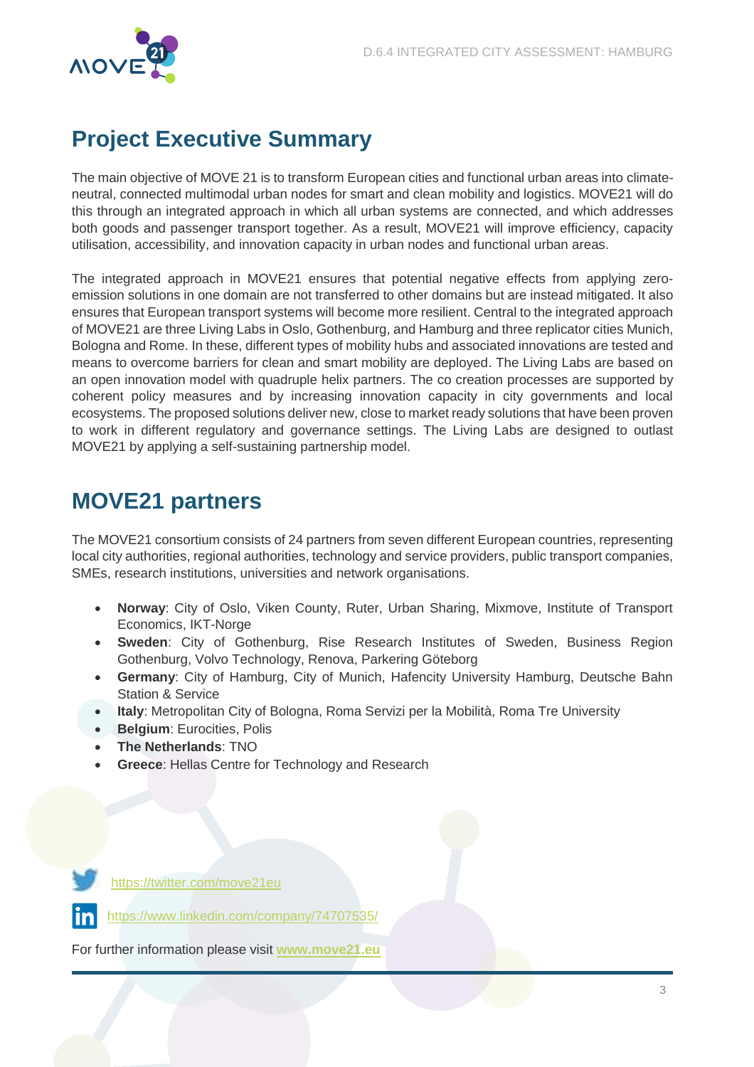## Project Executive Summary

The main objective of MOVE 21 is to transform European cities and functional urban areas into climate-neutral, connected multimodal urban nodes for smart and clean mobility and logistics. MOVE21 will do this through an integrated approach in which all urban systems are connected, and which addresses both goods and passenger transport together. As a result, MOVE21 will improve efficiency, capacity utilisation, accessibility, and innovation capacity in urban nodes and functional urban areas.

The integrated approach in MOVE21 ensures that potential negative effects from applying zero-emission solutions in one domain are not transferred to other domains but are instead mitigated. It also ensures that European transport systems will become more resilient. Central to the integrated approach of MOVE21 are three Living Labs in Oslo, Gothenburg, and Hamburg and three replicator cities Munich, Bologna and Rome. In these, different types of mobility hubs and associated innovations are tested and means to overcome barriers for clean and smart mobility are deployed. The Living Labs are based on an open innovation model with quadruple helix partners. The co creation processes are supported by coherent policy measures and by increasing innovation capacity in city governments and local ecosystems. The proposed solutions deliver new, close to market ready solutions that have been proven to work in different regulatory and governance settings. The Living Labs are designed to outlast MOVE21 by applying a self-sustaining partnership model.

## MOVE21 partners

The MOVE21 consortium consists of 24 partners from seven different European countries, representing local city authorities, regional authorities, technology and service providers, public transport companies, SMEs, research institutions, universities and network organisations.

- **Norway**: City of Oslo, Viken County, Ruter, Urban Sharing, Mixmove, Institute of Transport Economics, IKT-Norge
- **Sweden**: City of Gothenburg, Rise Research Institutes of Sweden, Business Region Gothenburg, Volvo Technology, Renova, Parkering Göteborg
- **Germany**: City of Hamburg, City of Munich, Hafencity University Hamburg, Deutsche Bahn Station & Service
- **Italy**: Metropolitan City of Bologna, Roma Servizi per la Mobilità, Roma Tre University
- **Belgium**: Eurocities, Polis
- **The Netherlands**: TNO
- **Greece**: Hellas Centre for Technology and Research

https://twitter.com/move21eu

https://www.linkedin.com/company/74707535/

For further information please visit **www.move21.eu**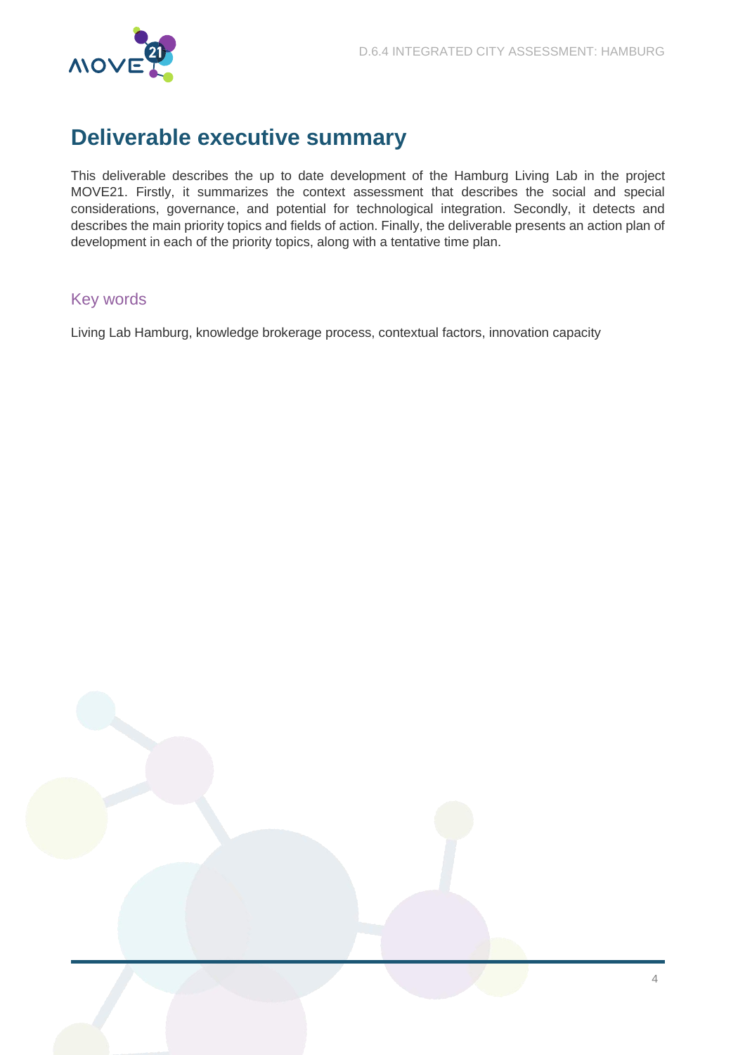# Deliverable executive summary

This deliverable describes the up to date development of the Hamburg Living Lab in the project MOVE21. Firstly, it summarizes the context assessment that describes the social and special considerations, governance, and potential for technological integration. Secondly, it detects and describes the main priority topics and fields of action. Finally, the deliverable presents an action plan of development in each of the priority topics, along with a tentative time plan.

## Key words

Living Lab Hamburg, knowledge brokerage process, contextual factors, innovation capacity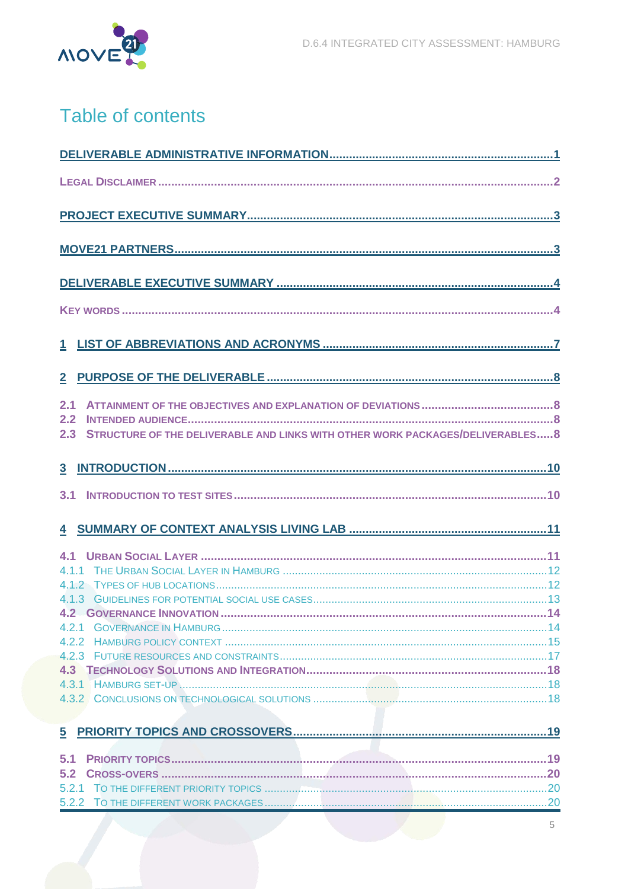# Table of contents

DELIVERABLE ADMINISTRATIVE INFORMATION ..... 1

LEGAL DISCLAIMER ..... 2

PROJECT EXECUTIVE SUMMARY ..... 3

MOVE21 PARTNERS ..... 3

DELIVERABLE EXECUTIVE SUMMARY ..... 4

KEY WORDS ..... 4

1 LIST OF ABBREVIATIONS AND ACRONYMS ..... 7

2 PURPOSE OF THE DELIVERABLE ..... 8

2.1 ATTAINMENT OF THE OBJECTIVES AND EXPLANATION OF DEVIATIONS ..... 8
2.2 INTENDED AUDIENCE ..... 8
2.3 STRUCTURE OF THE DELIVERABLE AND LINKS WITH OTHER WORK PACKAGES/DELIVERABLES ..... 8

3 INTRODUCTION ..... 10

3.1 INTRODUCTION TO TEST SITES ..... 10

4 SUMMARY OF CONTEXT ANALYSIS LIVING LAB ..... 11

4.1 URBAN SOCIAL LAYER ..... 11
4.1.1 THE URBAN SOCIAL LAYER IN HAMBURG ..... 12
4.1.2 TYPES OF HUB LOCATIONS ..... 12
4.1.3 GUIDELINES FOR POTENTIAL SOCIAL USE CASES ..... 13
4.2 GOVERNANCE INNOVATION ..... 14
4.2.1 GOVERNANCE IN HAMBURG ..... 14
4.2.2 HAMBURG POLICY CONTEXT ..... 15
4.2.3 FUTURE RESOURCES AND CONSTRAINTS ..... 17
4.3 TECHNOLOGY SOLUTIONS AND INTEGRATION ..... 18
4.3.1 HAMBURG SET-UP ..... 18
4.3.2 CONCLUSIONS ON TECHNOLOGICAL SOLUTIONS ..... 18

5 PRIORITY TOPICS AND CROSSOVERS ..... 19

5.1 PRIORITY TOPICS ..... 19
5.2 CROSS-OVERS ..... 20
5.2.1 TO THE DIFFERENT PRIORITY TOPICS ..... 20
5.2.2 TO THE DIFFERENT WORK PACKAGES ..... 20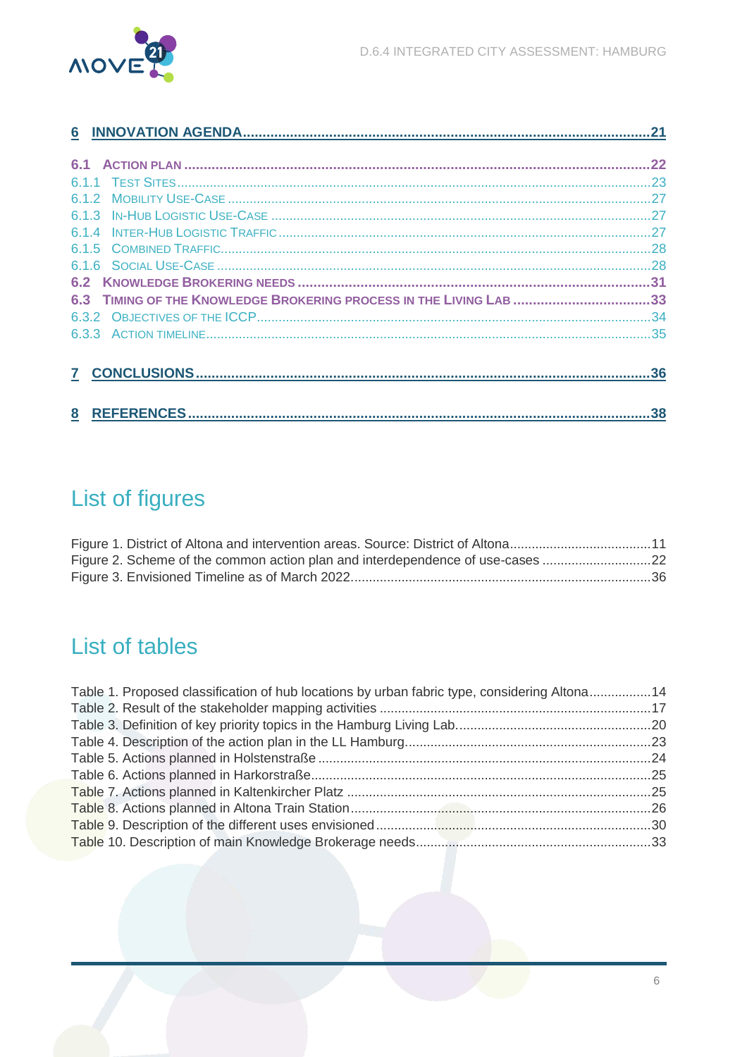6 INNOVATION AGENDA ....................................................................................................21

6.1 ACTION PLAN ....................................................................................................22
6.1.1 TEST SITES ....................................................................................................23
6.1.2 MOBILITY USE-CASE ....................................................................................................27
6.1.3 IN-HUB LOGISTIC USE-CASE ....................................................................................................27
6.1.4 INTER-HUB LOGISTIC TRAFFIC ....................................................................................................27
6.1.5 COMBINED TRAFFIC ....................................................................................................28
6.1.6 SOCIAL USE-CASE ....................................................................................................28
6.2 KNOWLEDGE BROKERING NEEDS ....................................................................................................31
6.3 TIMING OF THE KNOWLEDGE BROKERING PROCESS IN THE LIVING LAB ....................................................................................................33
6.3.2 OBJECTIVES OF THE ICCP ....................................................................................................34
6.3.3 ACTION TIMELINE ....................................................................................................35

7 CONCLUSIONS ....................................................................................................36

8 REFERENCES ....................................................................................................38

## List of figures

Figure 1. District of Altona and intervention areas. Source: District of Altona....................................................................................................11
Figure 2. Scheme of the common action plan and interdependence of use-cases ....................................................................................................22
Figure 3. Envisioned Timeline as of March 2022....................................................................................................36

## List of tables

Table 1. Proposed classification of hub locations by urban fabric type, considering Altona....................................................................................................14
Table 2. Result of the stakeholder mapping activities ....................................................................................................17
Table 3. Definition of key priority topics in the Hamburg Living Lab....................................................................................................20
Table 4. Description of the action plan in the LL Hamburg....................................................................................................23
Table 5. Actions planned in Holstenstraße ....................................................................................................24
Table 6. Actions planned in Harkorstraße....................................................................................................25
Table 7. Actions planned in Kaltenkircher Platz ....................................................................................................25
Table 8. Actions planned in Altona Train Station....................................................................................................26
Table 9. Description of the different uses envisioned ....................................................................................................30
Table 10. Description of main Knowledge Brokerage needs....................................................................................................33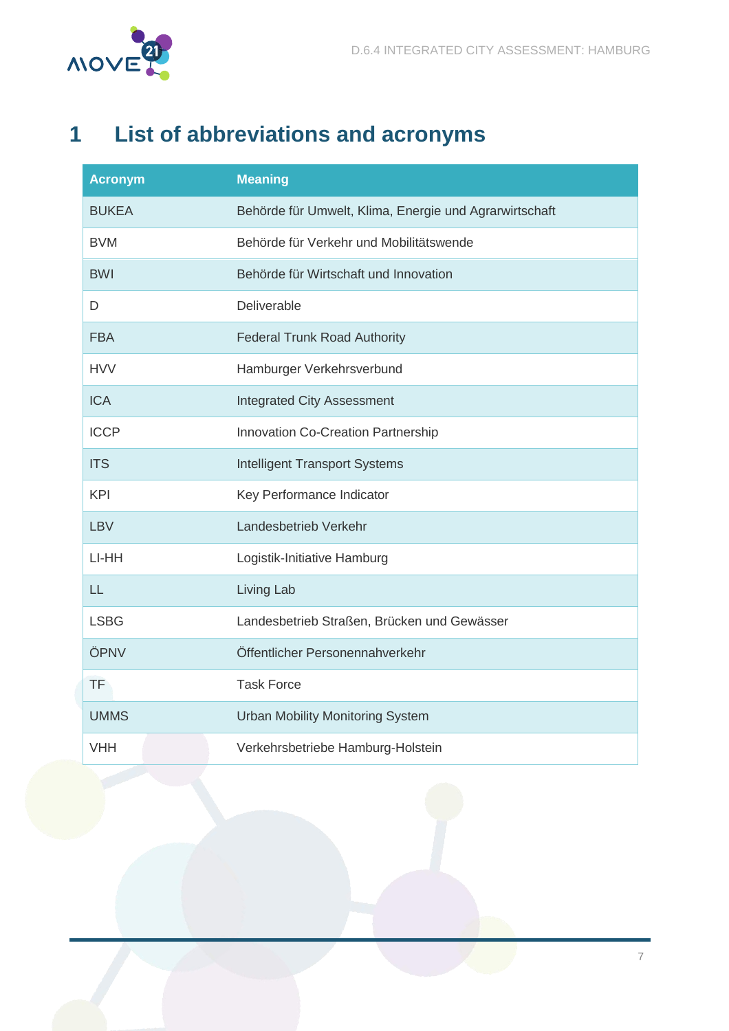# 1 List of abbreviations and acronyms

| Acronym | Meaning |
|---|---|
| BUKEA | Behörde für Umwelt, Klima, Energie und Agrarwirtschaft |
| BVM | Behörde für Verkehr und Mobilitätswende |
| BWI | Behörde für Wirtschaft und Innovation |
| D | Deliverable |
| FBA | Federal Trunk Road Authority |
| HVV | Hamburger Verkehrsverbund |
| ICA | Integrated City Assessment |
| ICCP | Innovation Co-Creation Partnership |
| ITS | Intelligent Transport Systems |
| KPI | Key Performance Indicator |
| LBV | Landesbetrieb Verkehr |
| LI-HH | Logistik-Initiative Hamburg |
| LL | Living Lab |
| LSBG | Landesbetrieb Straßen, Brücken und Gewässer |
| ÖPNV | Öffentlicher Personennahverkehr |
| TF | Task Force |
| UMMS | Urban Mobility Monitoring System |
| VHH | Verkehrsbetriebe Hamburg-Holstein |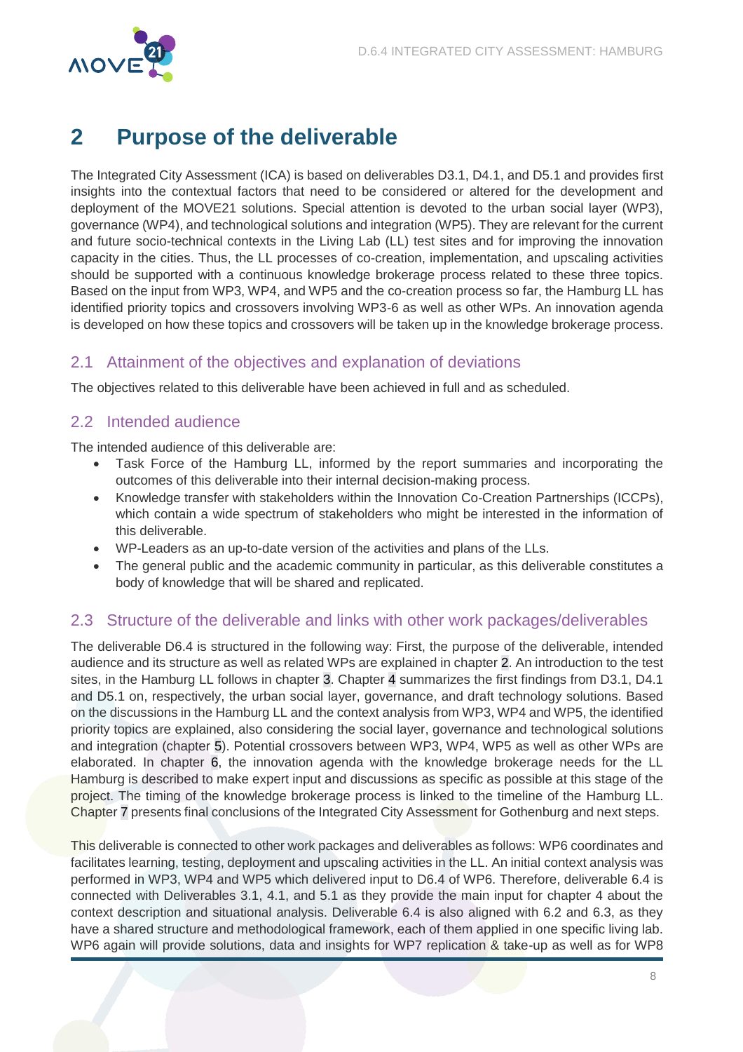# 2 Purpose of the deliverable

The Integrated City Assessment (ICA) is based on deliverables D3.1, D4.1, and D5.1 and provides first insights into the contextual factors that need to be considered or altered for the development and deployment of the MOVE21 solutions. Special attention is devoted to the urban social layer (WP3), governance (WP4), and technological solutions and integration (WP5). They are relevant for the current and future socio-technical contexts in the Living Lab (LL) test sites and for improving the innovation capacity in the cities. Thus, the LL processes of co-creation, implementation, and upscaling activities should be supported with a continuous knowledge brokerage process related to these three topics. Based on the input from WP3, WP4, and WP5 and the co-creation process so far, the Hamburg LL has identified priority topics and crossovers involving WP3-6 as well as other WPs. An innovation agenda is developed on how these topics and crossovers will be taken up in the knowledge brokerage process.

## 2.1 Attainment of the objectives and explanation of deviations

The objectives related to this deliverable have been achieved in full and as scheduled.

## 2.2 Intended audience

The intended audience of this deliverable are:

- Task Force of the Hamburg LL, informed by the report summaries and incorporating the outcomes of this deliverable into their internal decision-making process.
- Knowledge transfer with stakeholders within the Innovation Co-Creation Partnerships (ICCPs), which contain a wide spectrum of stakeholders who might be interested in the information of this deliverable.
- WP-Leaders as an up-to-date version of the activities and plans of the LLs.
- The general public and the academic community in particular, as this deliverable constitutes a body of knowledge that will be shared and replicated.

## 2.3 Structure of the deliverable and links with other work packages/deliverables

The deliverable D6.4 is structured in the following way: First, the purpose of the deliverable, intended audience and its structure as well as related WPs are explained in chapter 2. An introduction to the test sites, in the Hamburg LL follows in chapter 3. Chapter 4 summarizes the first findings from D3.1, D4.1 and D5.1 on, respectively, the urban social layer, governance, and draft technology solutions. Based on the discussions in the Hamburg LL and the context analysis from WP3, WP4 and WP5, the identified priority topics are explained, also considering the social layer, governance and technological solutions and integration (chapter 5). Potential crossovers between WP3, WP4, WP5 as well as other WPs are elaborated. In chapter 6, the innovation agenda with the knowledge brokerage needs for the LL Hamburg is described to make expert input and discussions as specific as possible at this stage of the project. The timing of the knowledge brokerage process is linked to the timeline of the Hamburg LL. Chapter 7 presents final conclusions of the Integrated City Assessment for Gothenburg and next steps.

This deliverable is connected to other work packages and deliverables as follows: WP6 coordinates and facilitates learning, testing, deployment and upscaling activities in the LL. An initial context analysis was performed in WP3, WP4 and WP5 which delivered input to D6.4 of WP6. Therefore, deliverable 6.4 is connected with Deliverables 3.1, 4.1, and 5.1 as they provide the main input for chapter 4 about the context description and situational analysis. Deliverable 6.4 is also aligned with 6.2 and 6.3, as they have a shared structure and methodological framework, each of them applied in one specific living lab. WP6 again will provide solutions, data and insights for WP7 replication & take-up as well as for WP8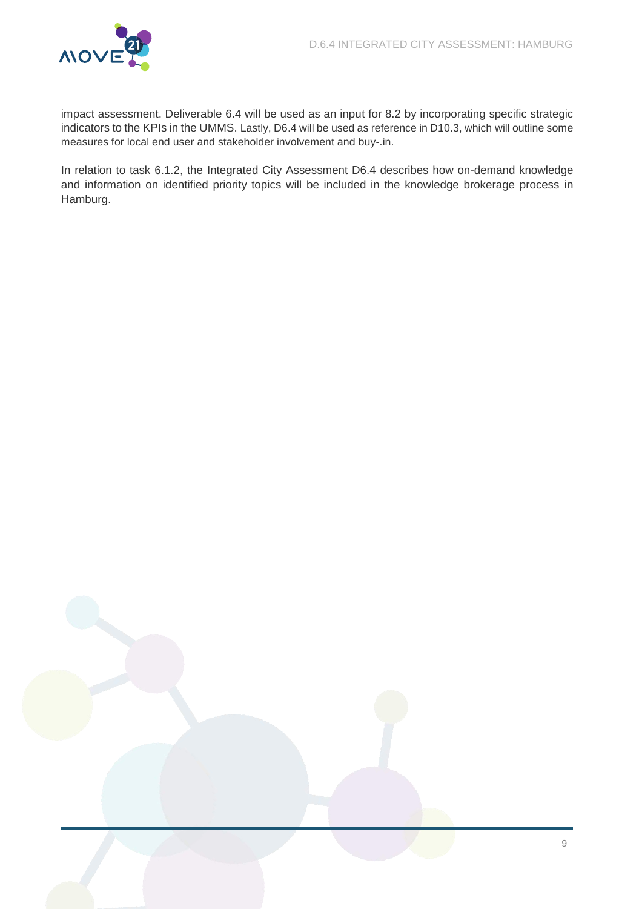impact assessment. Deliverable 6.4 will be used as an input for 8.2 by incorporating specific strategic indicators to the KPIs in the UMMS. Lastly, D6.4 will be used as reference in D10.3, which will outline some measures for local end user and stakeholder involvement and buy-.in.

In relation to task 6.1.2, the Integrated City Assessment D6.4 describes how on-demand knowledge and information on identified priority topics will be included in the knowledge brokerage process in Hamburg.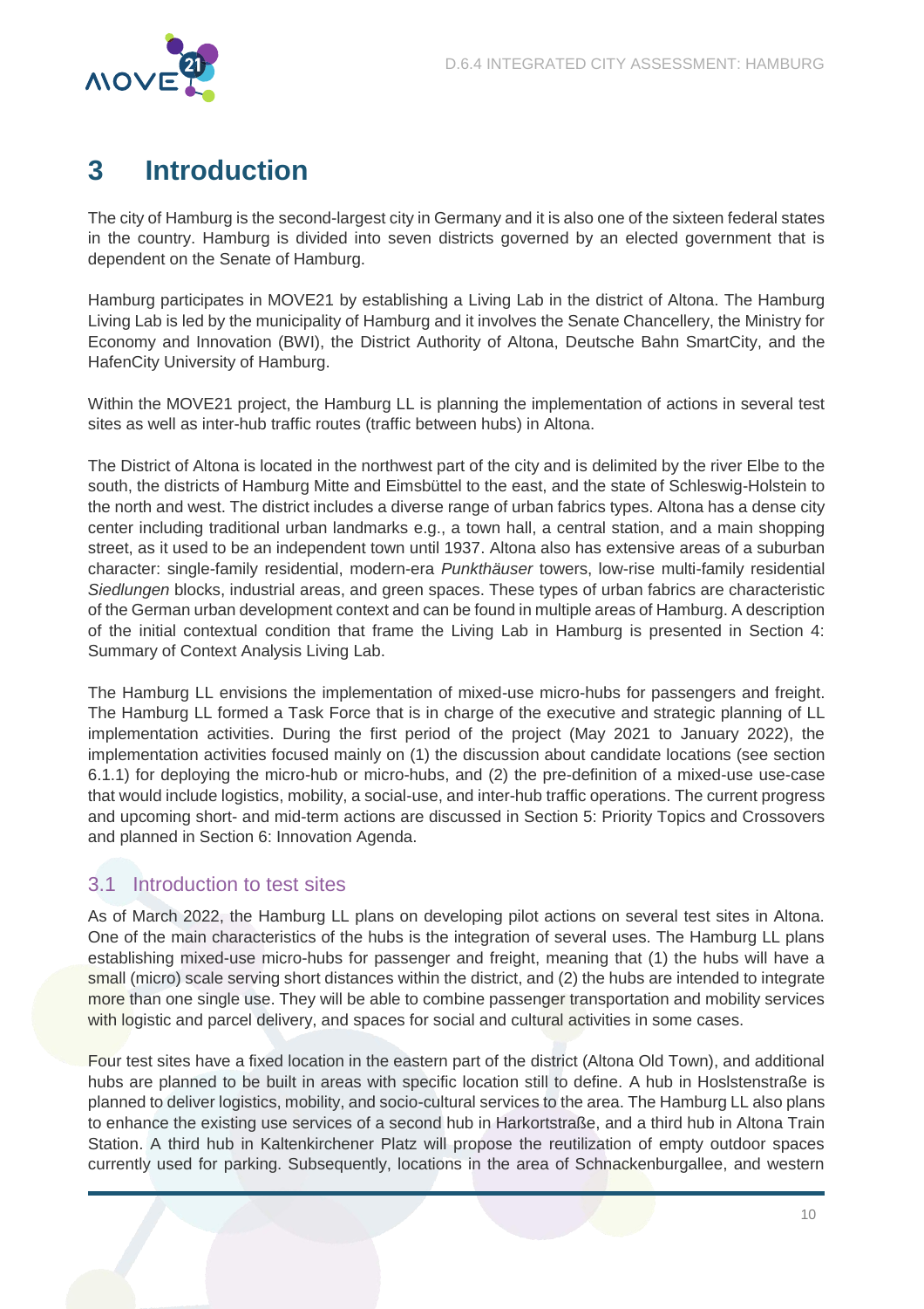# 3 Introduction

The city of Hamburg is the second-largest city in Germany and it is also one of the sixteen federal states in the country. Hamburg is divided into seven districts governed by an elected government that is dependent on the Senate of Hamburg.

Hamburg participates in MOVE21 by establishing a Living Lab in the district of Altona. The Hamburg Living Lab is led by the municipality of Hamburg and it involves the Senate Chancellery, the Ministry for Economy and Innovation (BWI), the District Authority of Altona, Deutsche Bahn SmartCity, and the HafenCity University of Hamburg.

Within the MOVE21 project, the Hamburg LL is planning the implementation of actions in several test sites as well as inter-hub traffic routes (traffic between hubs) in Altona.

The District of Altona is located in the northwest part of the city and is delimited by the river Elbe to the south, the districts of Hamburg Mitte and Eimsbüttel to the east, and the state of Schleswig-Holstein to the north and west. The district includes a diverse range of urban fabrics types. Altona has a dense city center including traditional urban landmarks e.g., a town hall, a central station, and a main shopping street, as it used to be an independent town until 1937. Altona also has extensive areas of a suburban character: single-family residential, modern-era *Punkthäuser* towers, low-rise multi-family residential *Siedlungen* blocks, industrial areas, and green spaces. These types of urban fabrics are characteristic of the German urban development context and can be found in multiple areas of Hamburg. A description of the initial contextual condition that frame the Living Lab in Hamburg is presented in Section 4: Summary of Context Analysis Living Lab.

The Hamburg LL envisions the implementation of mixed-use micro-hubs for passengers and freight. The Hamburg LL formed a Task Force that is in charge of the executive and strategic planning of LL implementation activities. During the first period of the project (May 2021 to January 2022), the implementation activities focused mainly on (1) the discussion about candidate locations (see section 6.1.1) for deploying the micro-hub or micro-hubs, and (2) the pre-definition of a mixed-use use-case that would include logistics, mobility, a social-use, and inter-hub traffic operations. The current progress and upcoming short- and mid-term actions are discussed in Section 5: Priority Topics and Crossovers and planned in Section 6: Innovation Agenda.

## 3.1 Introduction to test sites

As of March 2022, the Hamburg LL plans on developing pilot actions on several test sites in Altona. One of the main characteristics of the hubs is the integration of several uses. The Hamburg LL plans establishing mixed-use micro-hubs for passenger and freight, meaning that (1) the hubs will have a small (micro) scale serving short distances within the district, and (2) the hubs are intended to integrate more than one single use. They will be able to combine passenger transportation and mobility services with logistic and parcel delivery, and spaces for social and cultural activities in some cases.

Four test sites have a fixed location in the eastern part of the district (Altona Old Town), and additional hubs are planned to be built in areas with specific location still to define. A hub in Hoslstenstraße is planned to deliver logistics, mobility, and socio-cultural services to the area. The Hamburg LL also plans to enhance the existing use services of a second hub in Harkortstraße, and a third hub in Altona Train Station. A third hub in Kaltenkirchener Platz will propose the reutilization of empty outdoor spaces currently used for parking. Subsequently, locations in the area of Schnackenburgallee, and western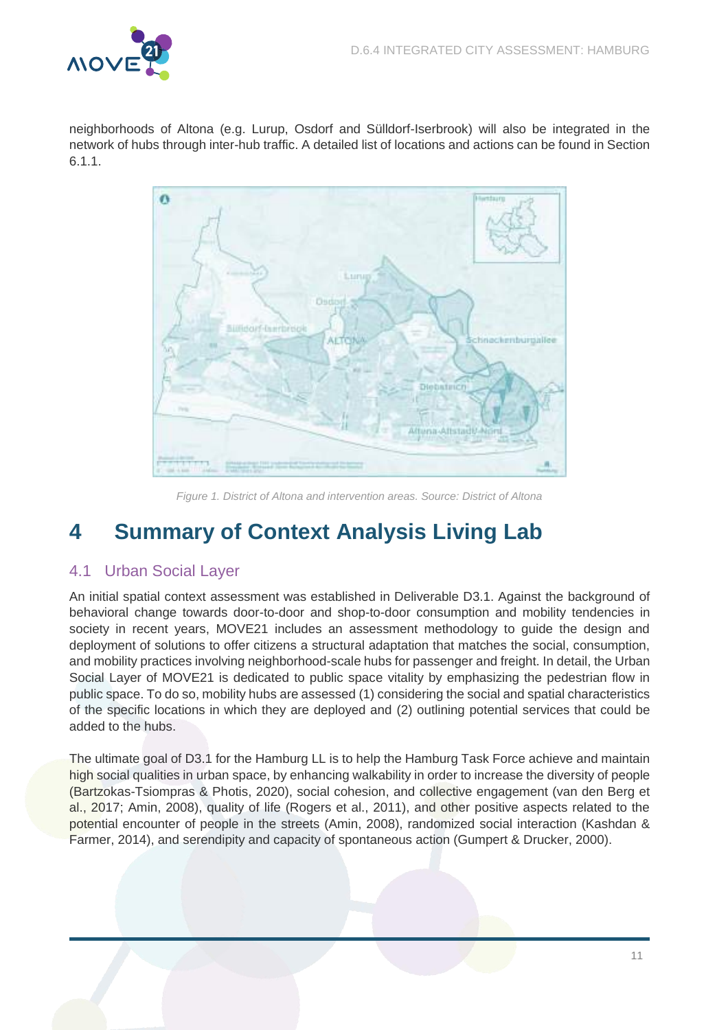neighborhoods of Altona (e.g. Lurup, Osdorf and Sülldorf-Iserbrook) will also be integrated in the network of hubs through inter-hub traffic. A detailed list of locations and actions can be found in Section 6.1.1.

*Figure 1. District of Altona and intervention areas. Source: District of Altona*

# 4 Summary of Context Analysis Living Lab

## 4.1 Urban Social Layer

An initial spatial context assessment was established in Deliverable D3.1. Against the background of behavioral change towards door-to-door and shop-to-door consumption and mobility tendencies in society in recent years, MOVE21 includes an assessment methodology to guide the design and deployment of solutions to offer citizens a structural adaptation that matches the social, consumption, and mobility practices involving neighborhood-scale hubs for passenger and freight. In detail, the Urban Social Layer of MOVE21 is dedicated to public space vitality by emphasizing the pedestrian flow in public space. To do so, mobility hubs are assessed (1) considering the social and spatial characteristics of the specific locations in which they are deployed and (2) outlining potential services that could be added to the hubs.

The ultimate goal of D3.1 for the Hamburg LL is to help the Hamburg Task Force achieve and maintain high social qualities in urban space, by enhancing walkability in order to increase the diversity of people (Bartzokas-Tsiompras & Photis, 2020), social cohesion, and collective engagement (van den Berg et al., 2017; Amin, 2008), quality of life (Rogers et al., 2011), and other positive aspects related to the potential encounter of people in the streets (Amin, 2008), randomized social interaction (Kashdan & Farmer, 2014), and serendipity and capacity of spontaneous action (Gumpert & Drucker, 2000).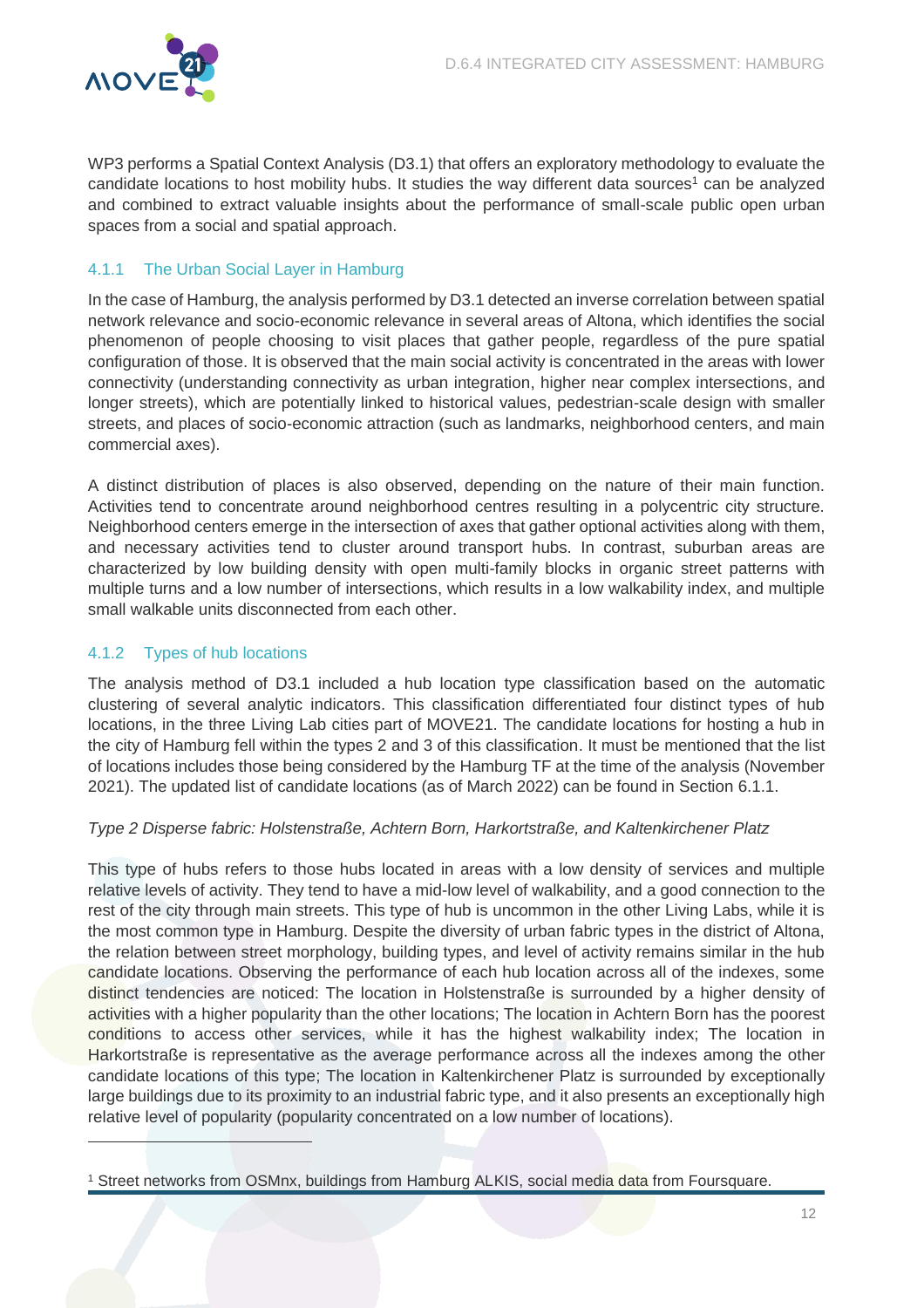WP3 performs a Spatial Context Analysis (D3.1) that offers an exploratory methodology to evaluate the candidate locations to host mobility hubs. It studies the way different data sources[1] can be analyzed and combined to extract valuable insights about the performance of small-scale public open urban spaces from a social and spatial approach.

### 4.1.1 The Urban Social Layer in Hamburg

In the case of Hamburg, the analysis performed by D3.1 detected an inverse correlation between spatial network relevance and socio-economic relevance in several areas of Altona, which identifies the social phenomenon of people choosing to visit places that gather people, regardless of the pure spatial configuration of those. It is observed that the main social activity is concentrated in the areas with lower connectivity (understanding connectivity as urban integration, higher near complex intersections, and longer streets), which are potentially linked to historical values, pedestrian-scale design with smaller streets, and places of socio-economic attraction (such as landmarks, neighborhood centers, and main commercial axes).

A distinct distribution of places is also observed, depending on the nature of their main function. Activities tend to concentrate around neighborhood centres resulting in a polycentric city structure. Neighborhood centers emerge in the intersection of axes that gather optional activities along with them, and necessary activities tend to cluster around transport hubs. In contrast, suburban areas are characterized by low building density with open multi-family blocks in organic street patterns with multiple turns and a low number of intersections, which results in a low walkability index, and multiple small walkable units disconnected from each other.

### 4.1.2 Types of hub locations

The analysis method of D3.1 included a hub location type classification based on the automatic clustering of several analytic indicators. This classification differentiated four distinct types of hub locations, in the three Living Lab cities part of MOVE21. The candidate locations for hosting a hub in the city of Hamburg fell within the types 2 and 3 of this classification. It must be mentioned that the list of locations includes those being considered by the Hamburg TF at the time of the analysis (November 2021). The updated list of candidate locations (as of March 2022) can be found in Section 6.1.1.

*Type 2 Disperse fabric: Holstenstraße, Achtern Born, Harkortstraße, and Kaltenkirchener Platz*

This type of hubs refers to those hubs located in areas with a low density of services and multiple relative levels of activity. They tend to have a mid-low level of walkability, and a good connection to the rest of the city through main streets. This type of hub is uncommon in the other Living Labs, while it is the most common type in Hamburg. Despite the diversity of urban fabric types in the district of Altona, the relation between street morphology, building types, and level of activity remains similar in the hub candidate locations. Observing the performance of each hub location across all of the indexes, some distinct tendencies are noticed: The location in Holstenstraße is surrounded by a higher density of activities with a higher popularity than the other locations; The location in Achtern Born has the poorest conditions to access other services, while it has the highest walkability index; The location in Harkortstraße is representative as the average performance across all the indexes among the other candidate locations of this type; The location in Kaltenkirchener Platz is surrounded by exceptionally large buildings due to its proximity to an industrial fabric type, and it also presents an exceptionally high relative level of popularity (popularity concentrated on a low number of locations).

---

[1] Street networks from OSMnx, buildings from Hamburg ALKIS, social media data from Foursquare.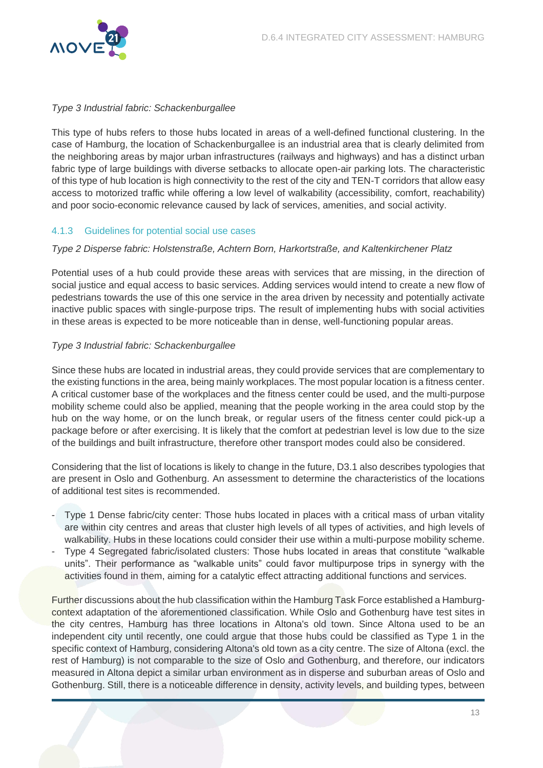*Type 3 Industrial fabric: Schackenburgallee*

This type of hubs refers to those hubs located in areas of a well-defined functional clustering. In the case of Hamburg, the location of Schackenburgallee is an industrial area that is clearly delimited from the neighboring areas by major urban infrastructures (railways and highways) and has a distinct urban fabric type of large buildings with diverse setbacks to allocate open-air parking lots. The characteristic of this type of hub location is high connectivity to the rest of the city and TEN-T corridors that allow easy access to motorized traffic while offering a low level of walkability (accessibility, comfort, reachability) and poor socio-economic relevance caused by lack of services, amenities, and social activity.

### 4.1.3 Guidelines for potential social use cases

*Type 2 Disperse fabric: Holstenstraße, Achtern Born, Harkortstraße, and Kaltenkirchener Platz*

Potential uses of a hub could provide these areas with services that are missing, in the direction of social justice and equal access to basic services. Adding services would intend to create a new flow of pedestrians towards the use of this one service in the area driven by necessity and potentially activate inactive public spaces with single-purpose trips. The result of implementing hubs with social activities in these areas is expected to be more noticeable than in dense, well-functioning popular areas.

*Type 3 Industrial fabric: Schackenburgallee*

Since these hubs are located in industrial areas, they could provide services that are complementary to the existing functions in the area, being mainly workplaces. The most popular location is a fitness center. A critical customer base of the workplaces and the fitness center could be used, and the multi-purpose mobility scheme could also be applied, meaning that the people working in the area could stop by the hub on the way home, or on the lunch break, or regular users of the fitness center could pick-up a package before or after exercising. It is likely that the comfort at pedestrian level is low due to the size of the buildings and built infrastructure, therefore other transport modes could also be considered.

Considering that the list of locations is likely to change in the future, D3.1 also describes typologies that are present in Oslo and Gothenburg. An assessment to determine the characteristics of the locations of additional test sites is recommended.

- Type 1 Dense fabric/city center: Those hubs located in places with a critical mass of urban vitality are within city centres and areas that cluster high levels of all types of activities, and high levels of walkability. Hubs in these locations could consider their use within a multi-purpose mobility scheme.
- Type 4 Segregated fabric/isolated clusters: Those hubs located in areas that constitute "walkable units". Their performance as "walkable units" could favor multipurpose trips in synergy with the activities found in them, aiming for a catalytic effect attracting additional functions and services.

Further discussions about the hub classification within the Hamburg Task Force established a Hamburg-context adaptation of the aforementioned classification. While Oslo and Gothenburg have test sites in the city centres, Hamburg has three locations in Altona's old town. Since Altona used to be an independent city until recently, one could argue that those hubs could be classified as Type 1 in the specific context of Hamburg, considering Altona's old town as a city centre. The size of Altona (excl. the rest of Hamburg) is not comparable to the size of Oslo and Gothenburg, and therefore, our indicators measured in Altona depict a similar urban environment as in disperse and suburban areas of Oslo and Gothenburg. Still, there is a noticeable difference in density, activity levels, and building types, between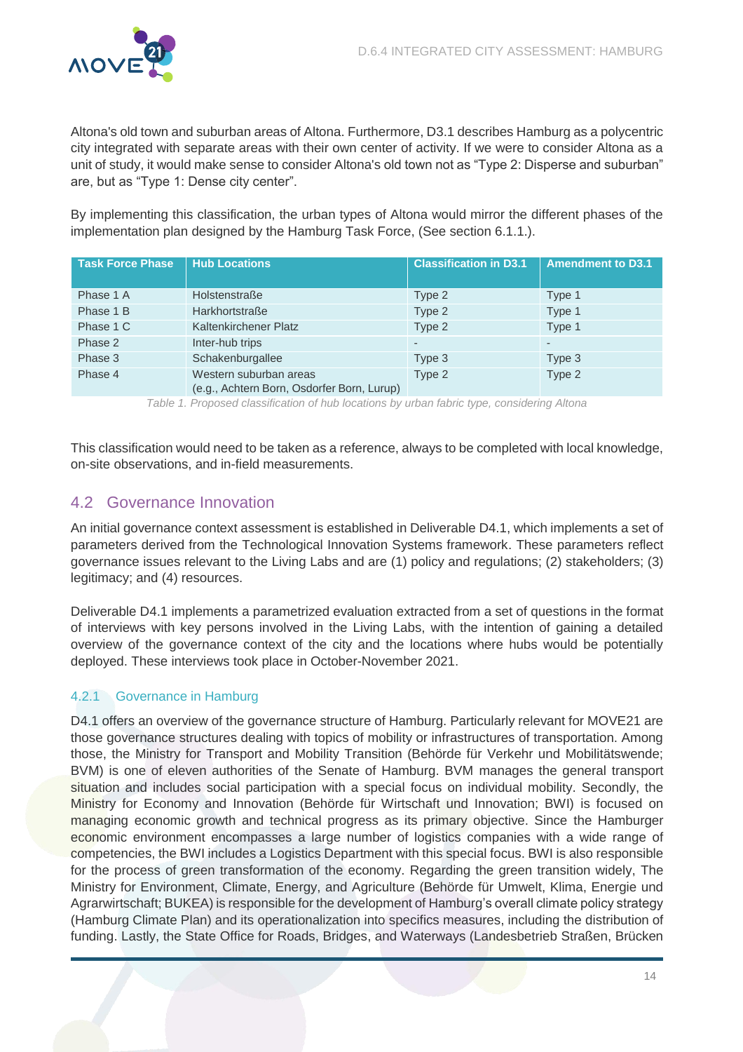Altona's old town and suburban areas of Altona. Furthermore, D3.1 describes Hamburg as a polycentric city integrated with separate areas with their own center of activity. If we were to consider Altona as a unit of study, it would make sense to consider Altona's old town not as "Type 2: Disperse and suburban" are, but as "Type 1: Dense city center".

By implementing this classification, the urban types of Altona would mirror the different phases of the implementation plan designed by the Hamburg Task Force, (See section 6.1.1.).

| Task Force Phase | Hub Locations | Classification in D3.1 | Amendment to D3.1 |
|---|---|---|---|
| Phase 1 A | Holstenstraße | Type 2 | Type 1 |
| Phase 1 B | Harkhortstraße | Type 2 | Type 1 |
| Phase 1 C | Kaltenkirchener Platz | Type 2 | Type 1 |
| Phase 2 | Inter-hub trips | - | - |
| Phase 3 | Schakenburgallee | Type 3 | Type 3 |
| Phase 4 | Western suburban areas (e.g., Achtern Born, Osdorfer Born, Lurup) | Type 2 | Type 2 |

*Table 1. Proposed classification of hub locations by urban fabric type, considering Altona*

This classification would need to be taken as a reference, always to be completed with local knowledge, on-site observations, and in-field measurements.

## 4.2 Governance Innovation

An initial governance context assessment is established in Deliverable D4.1, which implements a set of parameters derived from the Technological Innovation Systems framework. These parameters reflect governance issues relevant to the Living Labs and are (1) policy and regulations; (2) stakeholders; (3) legitimacy; and (4) resources.

Deliverable D4.1 implements a parametrized evaluation extracted from a set of questions in the format of interviews with key persons involved in the Living Labs, with the intention of gaining a detailed overview of the governance context of the city and the locations where hubs would be potentially deployed. These interviews took place in October-November 2021.

### 4.2.1 Governance in Hamburg

D4.1 offers an overview of the governance structure of Hamburg. Particularly relevant for MOVE21 are those governance structures dealing with topics of mobility or infrastructures of transportation. Among those, the Ministry for Transport and Mobility Transition (Behörde für Verkehr und Mobilitätswende; BVM) is one of eleven authorities of the Senate of Hamburg. BVM manages the general transport situation and includes social participation with a special focus on individual mobility. Secondly, the Ministry for Economy and Innovation (Behörde für Wirtschaft und Innovation; BWI) is focused on managing economic growth and technical progress as its primary objective. Since the Hamburger economic environment encompasses a large number of logistics companies with a wide range of competencies, the BWI includes a Logistics Department with this special focus. BWI is also responsible for the process of green transformation of the economy. Regarding the green transition widely, The Ministry for Environment, Climate, Energy, and Agriculture (Behörde für Umwelt, Klima, Energie und Agrarwirtschaft; BUKEA) is responsible for the development of Hamburg's overall climate policy strategy (Hamburg Climate Plan) and its operationalization into specifics measures, including the distribution of funding. Lastly, the State Office for Roads, Bridges, and Waterways (Landesbetrieb Straßen, Brücken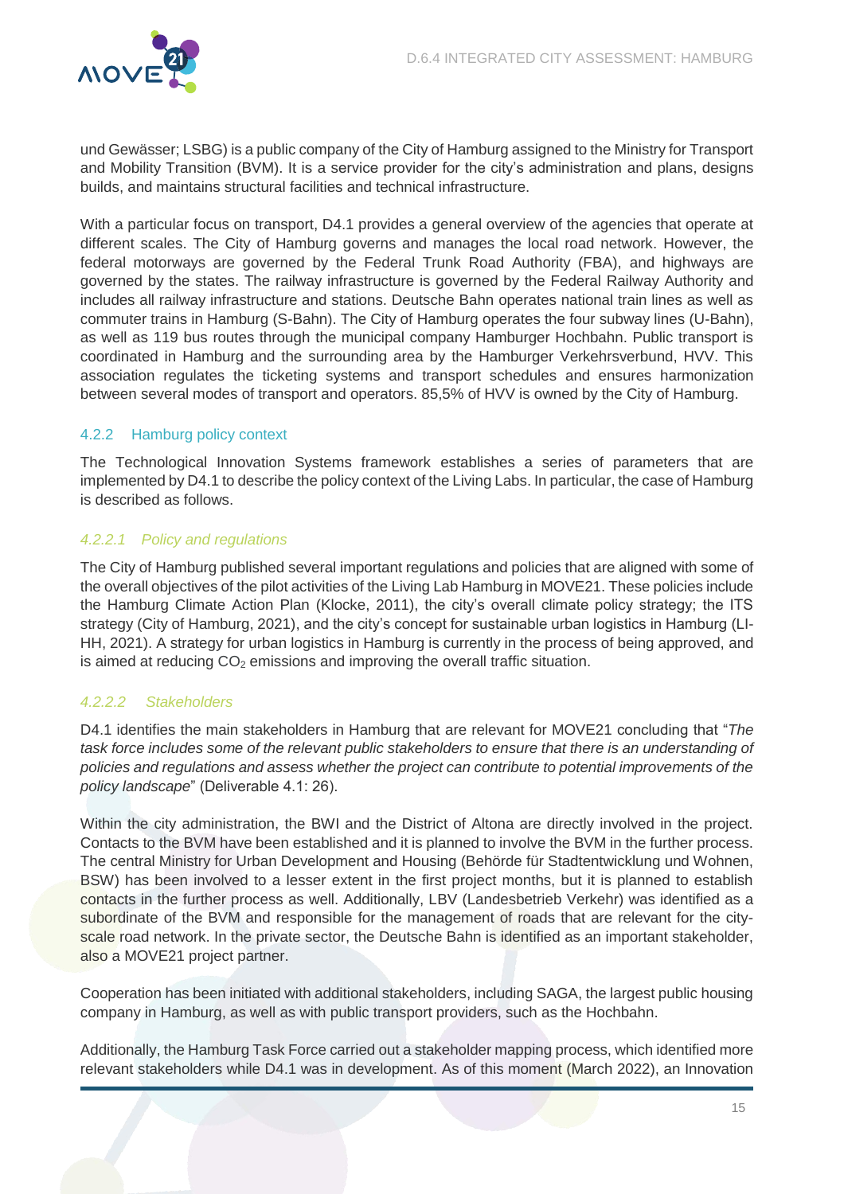und Gewässer; LSBG) is a public company of the City of Hamburg assigned to the Ministry for Transport and Mobility Transition (BVM). It is a service provider for the city's administration and plans, designs builds, and maintains structural facilities and technical infrastructure.

With a particular focus on transport, D4.1 provides a general overview of the agencies that operate at different scales. The City of Hamburg governs and manages the local road network. However, the federal motorways are governed by the Federal Trunk Road Authority (FBA), and highways are governed by the states. The railway infrastructure is governed by the Federal Railway Authority and includes all railway infrastructure and stations. Deutsche Bahn operates national train lines as well as commuter trains in Hamburg (S-Bahn). The City of Hamburg operates the four subway lines (U-Bahn), as well as 119 bus routes through the municipal company Hamburger Hochbahn. Public transport is coordinated in Hamburg and the surrounding area by the Hamburger Verkehrsverbund, HVV. This association regulates the ticketing systems and transport schedules and ensures harmonization between several modes of transport and operators. 85,5% of HVV is owned by the City of Hamburg.

### 4.2.2 Hamburg policy context

The Technological Innovation Systems framework establishes a series of parameters that are implemented by D4.1 to describe the policy context of the Living Labs. In particular, the case of Hamburg is described as follows.

#### *4.2.2.1 Policy and regulations*

The City of Hamburg published several important regulations and policies that are aligned with some of the overall objectives of the pilot activities of the Living Lab Hamburg in MOVE21. These policies include the Hamburg Climate Action Plan (Klocke, 2011), the city's overall climate policy strategy; the ITS strategy (City of Hamburg, 2021), and the city's concept for sustainable urban logistics in Hamburg (LI-HH, 2021). A strategy for urban logistics in Hamburg is currently in the process of being approved, and is aimed at reducing $CO_2$ emissions and improving the overall traffic situation.

#### *4.2.2.2 Stakeholders*

D4.1 identifies the main stakeholders in Hamburg that are relevant for MOVE21 concluding that "*The task force includes some of the relevant public stakeholders to ensure that there is an understanding of policies and regulations and assess whether the project can contribute to potential improvements of the policy landscape*" (Deliverable 4.1: 26).

Within the city administration, the BWI and the District of Altona are directly involved in the project. Contacts to the BVM have been established and it is planned to involve the BVM in the further process. The central Ministry for Urban Development and Housing (Behörde für Stadtentwicklung und Wohnen, BSW) has been involved to a lesser extent in the first project months, but it is planned to establish contacts in the further process as well. Additionally, LBV (Landesbetrieb Verkehr) was identified as a subordinate of the BVM and responsible for the management of roads that are relevant for the city-scale road network. In the private sector, the Deutsche Bahn is identified as an important stakeholder, also a MOVE21 project partner.

Cooperation has been initiated with additional stakeholders, including SAGA, the largest public housing company in Hamburg, as well as with public transport providers, such as the Hochbahn.

Additionally, the Hamburg Task Force carried out a stakeholder mapping process, which identified more relevant stakeholders while D4.1 was in development. As of this moment (March 2022), an Innovation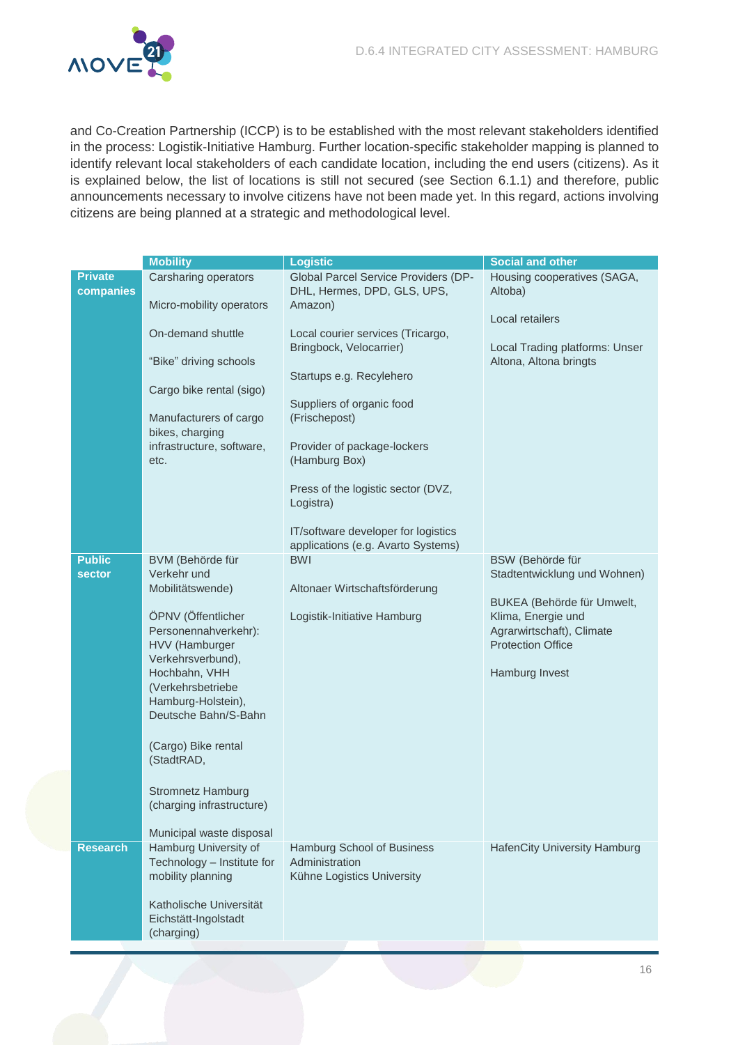and Co-Creation Partnership (ICCP) is to be established with the most relevant stakeholders identified in the process: Logistik-Initiative Hamburg. Further location-specific stakeholder mapping is planned to identify relevant local stakeholders of each candidate location, including the end users (citizens). As it is explained below, the list of locations is still not secured (see Section 6.1.1) and therefore, public announcements necessary to involve citizens have not been made yet. In this regard, actions involving citizens are being planned at a strategic and methodological level.

| | Mobility | Logistic | Social and other |
|---|---|---|---|
| **Private companies** | Carsharing operators<br><br>Micro-mobility operators<br><br>On-demand shuttle<br><br>"Bike" driving schools<br><br>Cargo bike rental (sigo)<br><br>Manufacturers of cargo bikes, charging infrastructure, software, etc. | Global Parcel Service Providers (DP-DHL, Hermes, DPD, GLS, UPS, Amazon)<br><br>Local courier services (Tricargo, Bringbock, Velocarrier)<br><br>Startups e.g. Recylehero<br><br>Suppliers of organic food (Frischepost)<br><br>Provider of package-lockers (Hamburg Box)<br><br>Press of the logistic sector (DVZ, Logistra)<br><br>IT/software developer for logistics applications (e.g. Avarto Systems) | Housing cooperatives (SAGA, Altoba)<br><br>Local retailers<br><br>Local Trading platforms: Unser Altona, Altona bringts |
| **Public sector** | BVM (Behörde für Verkehr und Mobilitätswende)<br><br>ÖPNV (Öffentlicher Personennahverkehr): HVV (Hamburger Verkehrsverbund), Hochbahn, VHH (Verkehrsbetriebe Hamburg-Holstein), Deutsche Bahn/S-Bahn<br><br>(Cargo) Bike rental (StadtRAD,<br><br>Stromnetz Hamburg (charging infrastructure)<br><br>Municipal waste disposal | BWI<br><br>Altonaer Wirtschaftsförderung<br><br>Logistik-Initiative Hamburg | BSW (Behörde für Stadtentwicklung und Wohnen)<br><br>BUKEA (Behörde für Umwelt, Klima, Energie und Agrarwirtschaft), Climate Protection Office<br><br>Hamburg Invest |
| **Research** | Hamburg University of Technology – Institute for mobility planning<br><br>Katholische Universität Eichstätt-Ingolstadt (charging) | Hamburg School of Business Administration<br>Kühne Logistics University | HafenCity University Hamburg |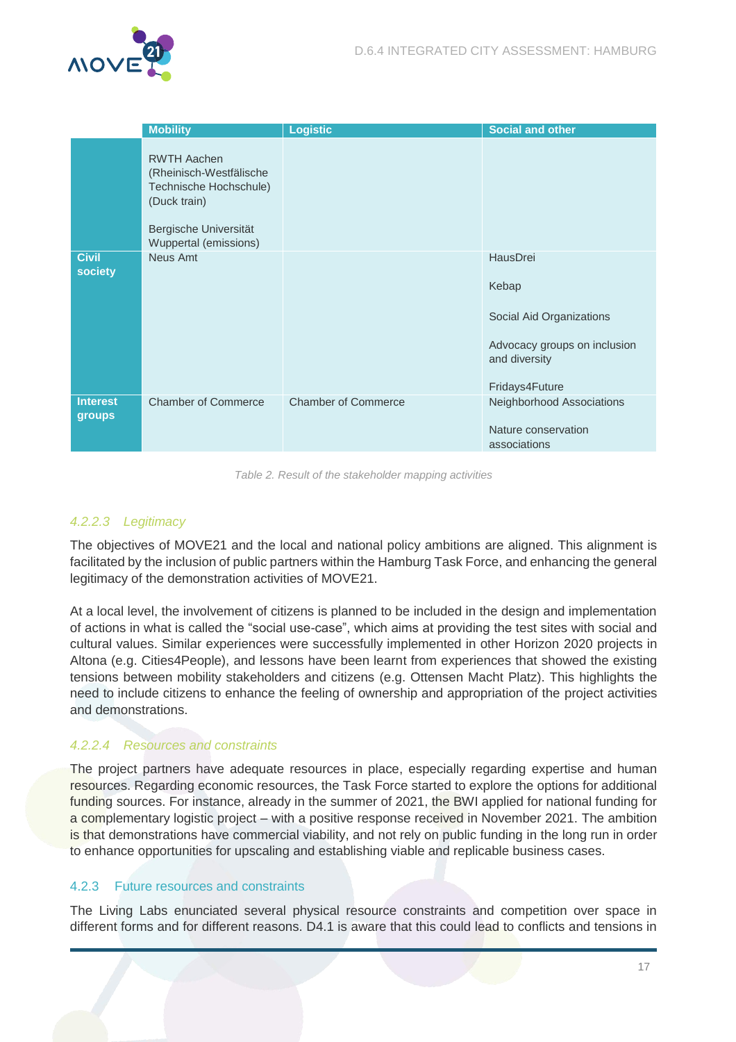| | Mobility | Logistic | Social and other |
|---|---|---|---|
| | RWTH Aachen (Rheinisch-Westfälische Technische Hochschule) (Duck train)<br><br>Bergische Universität Wuppertal (emissions) | | |
| **Civil society** | Neus Amt | | HausDrei<br><br>Kebap<br><br>Social Aid Organizations<br><br>Advocacy groups on inclusion and diversity<br><br>Fridays4Future |
| **Interest groups** | Chamber of Commerce | Chamber of Commerce | Neighborhood Associations<br><br>Nature conservation associations |

*Table 2. Result of the stakeholder mapping activities*

#### *4.2.2.3 Legitimacy*

The objectives of MOVE21 and the local and national policy ambitions are aligned. This alignment is facilitated by the inclusion of public partners within the Hamburg Task Force, and enhancing the general legitimacy of the demonstration activities of MOVE21.

At a local level, the involvement of citizens is planned to be included in the design and implementation of actions in what is called the "social use-case", which aims at providing the test sites with social and cultural values. Similar experiences were successfully implemented in other Horizon 2020 projects in Altona (e.g. Cities4People), and lessons have been learnt from experiences that showed the existing tensions between mobility stakeholders and citizens (e.g. Ottensen Macht Platz). This highlights the need to include citizens to enhance the feeling of ownership and appropriation of the project activities and demonstrations.

#### *4.2.2.4 Resources and constraints*

The project partners have adequate resources in place, especially regarding expertise and human resources. Regarding economic resources, the Task Force started to explore the options for additional funding sources. For instance, already in the summer of 2021, the BWI applied for national funding for a complementary logistic project – with a positive response received in November 2021. The ambition is that demonstrations have commercial viability, and not rely on public funding in the long run in order to enhance opportunities for upscaling and establishing viable and replicable business cases.

### 4.2.3 Future resources and constraints

The Living Labs enunciated several physical resource constraints and competition over space in different forms and for different reasons. D4.1 is aware that this could lead to conflicts and tensions in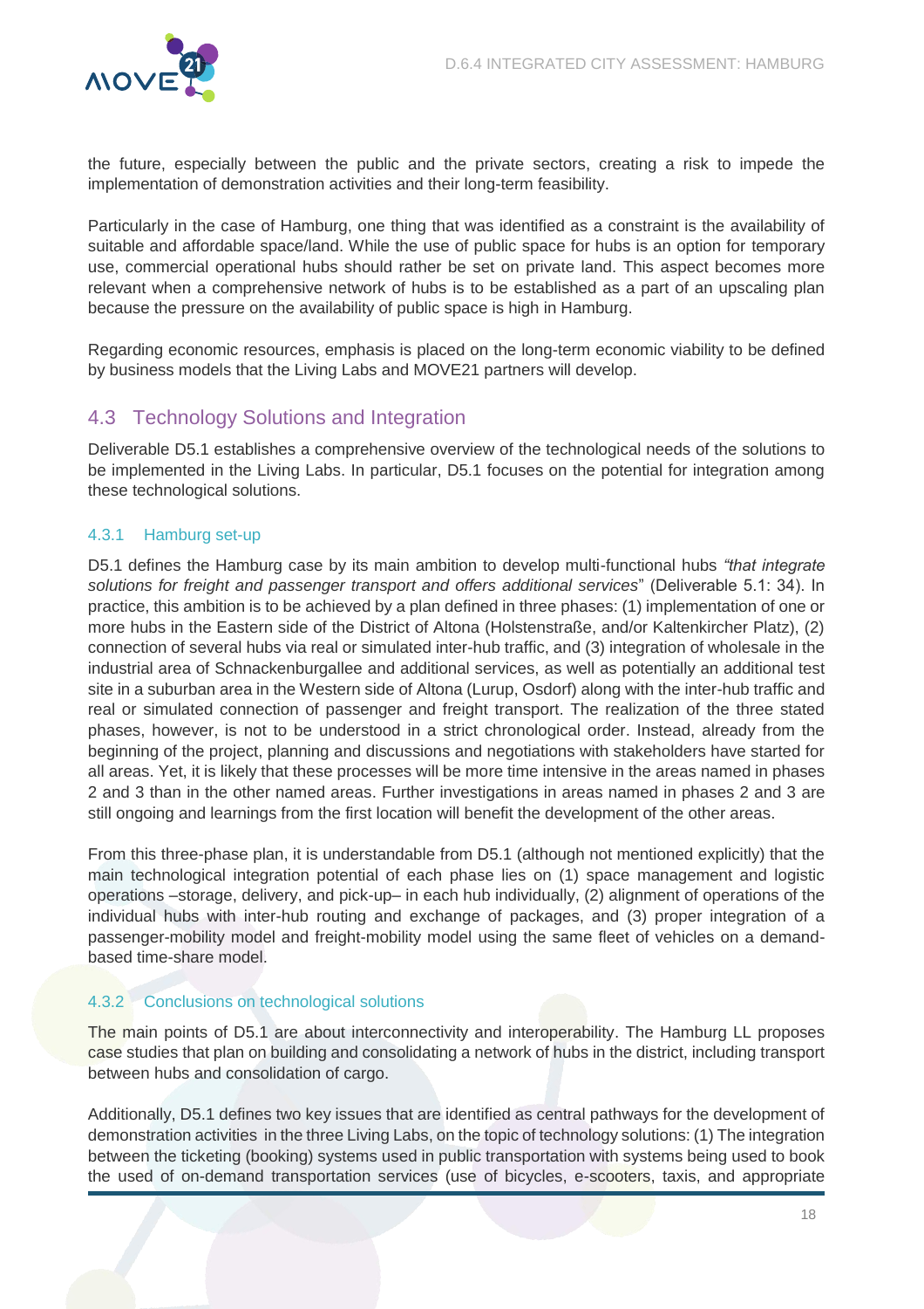the future, especially between the public and the private sectors, creating a risk to impede the implementation of demonstration activities and their long-term feasibility.

Particularly in the case of Hamburg, one thing that was identified as a constraint is the availability of suitable and affordable space/land. While the use of public space for hubs is an option for temporary use, commercial operational hubs should rather be set on private land. This aspect becomes more relevant when a comprehensive network of hubs is to be established as a part of an upscaling plan because the pressure on the availability of public space is high in Hamburg.

Regarding economic resources, emphasis is placed on the long-term economic viability to be defined by business models that the Living Labs and MOVE21 partners will develop.

## 4.3 Technology Solutions and Integration

Deliverable D5.1 establishes a comprehensive overview of the technological needs of the solutions to be implemented in the Living Labs. In particular, D5.1 focuses on the potential for integration among these technological solutions.

### 4.3.1 Hamburg set-up

D5.1 defines the Hamburg case by its main ambition to develop multi-functional hubs *"that integrate solutions for freight and passenger transport and offers additional services*" (Deliverable 5.1: 34). In practice, this ambition is to be achieved by a plan defined in three phases: (1) implementation of one or more hubs in the Eastern side of the District of Altona (Holstenstraße, and/or Kaltenkircher Platz), (2) connection of several hubs via real or simulated inter-hub traffic, and (3) integration of wholesale in the industrial area of Schnackenburgallee and additional services, as well as potentially an additional test site in a suburban area in the Western side of Altona (Lurup, Osdorf) along with the inter-hub traffic and real or simulated connection of passenger and freight transport. The realization of the three stated phases, however, is not to be understood in a strict chronological order. Instead, already from the beginning of the project, planning and discussions and negotiations with stakeholders have started for all areas. Yet, it is likely that these processes will be more time intensive in the areas named in phases 2 and 3 than in the other named areas. Further investigations in areas named in phases 2 and 3 are still ongoing and learnings from the first location will benefit the development of the other areas.

From this three-phase plan, it is understandable from D5.1 (although not mentioned explicitly) that the main technological integration potential of each phase lies on (1) space management and logistic operations –storage, delivery, and pick-up– in each hub individually, (2) alignment of operations of the individual hubs with inter-hub routing and exchange of packages, and (3) proper integration of a passenger-mobility model and freight-mobility model using the same fleet of vehicles on a demand-based time-share model.

### 4.3.2 Conclusions on technological solutions

The main points of D5.1 are about interconnectivity and interoperability. The Hamburg LL proposes case studies that plan on building and consolidating a network of hubs in the district, including transport between hubs and consolidation of cargo.

Additionally, D5.1 defines two key issues that are identified as central pathways for the development of demonstration activities in the three Living Labs, on the topic of technology solutions: (1) The integration between the ticketing (booking) systems used in public transportation with systems being used to book the used of on-demand transportation services (use of bicycles, e-scooters, taxis, and appropriate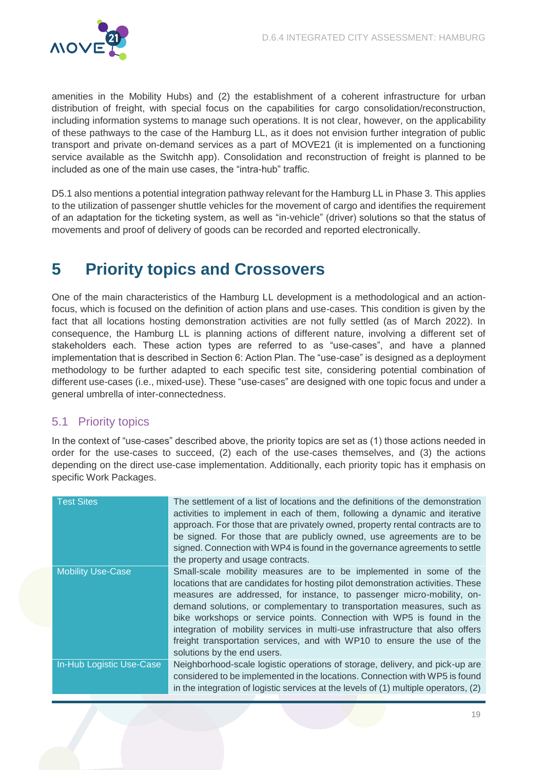amenities in the Mobility Hubs) and (2) the establishment of a coherent infrastructure for urban distribution of freight, with special focus on the capabilities for cargo consolidation/reconstruction, including information systems to manage such operations. It is not clear, however, on the applicability of these pathways to the case of the Hamburg LL, as it does not envision further integration of public transport and private on-demand services as a part of MOVE21 (it is implemented on a functioning service available as the Switchh app). Consolidation and reconstruction of freight is planned to be included as one of the main use cases, the "intra-hub" traffic.

D5.1 also mentions a potential integration pathway relevant for the Hamburg LL in Phase 3. This applies to the utilization of passenger shuttle vehicles for the movement of cargo and identifies the requirement of an adaptation for the ticketing system, as well as "in-vehicle" (driver) solutions so that the status of movements and proof of delivery of goods can be recorded and reported electronically.

# 5 Priority topics and Crossovers

One of the main characteristics of the Hamburg LL development is a methodological and an action-focus, which is focused on the definition of action plans and use-cases. This condition is given by the fact that all locations hosting demonstration activities are not fully settled (as of March 2022). In consequence, the Hamburg LL is planning actions of different nature, involving a different set of stakeholders each. These action types are referred to as "use-cases", and have a planned implementation that is described in Section 6: Action Plan. The "use-case" is designed as a deployment methodology to be further adapted to each specific test site, considering potential combination of different use-cases (i.e., mixed-use). These "use-cases" are designed with one topic focus and under a general umbrella of inter-connectedness.

## 5.1 Priority topics

In the context of "use-cases" described above, the priority topics are set as (1) those actions needed in order for the use-cases to succeed, (2) each of the use-cases themselves, and (3) the actions depending on the direct use-case implementation. Additionally, each priority topic has it emphasis on specific Work Packages.

| | |
|---|---|
| Test Sites | The settlement of a list of locations and the definitions of the demonstration activities to implement in each of them, following a dynamic and iterative approach. For those that are privately owned, property rental contracts are to be signed. For those that are publicly owned, use agreements are to be signed. Connection with WP4 is found in the governance agreements to settle the property and usage contracts. |
| Mobility Use-Case | Small-scale mobility measures are to be implemented in some of the locations that are candidates for hosting pilot demonstration activities. These measures are addressed, for instance, to passenger micro-mobility, on-demand solutions, or complementary to transportation measures, such as bike workshops or service points. Connection with WP5 is found in the integration of mobility services in multi-use infrastructure that also offers freight transportation services, and with WP10 to ensure the use of the solutions by the end users. |
| In-Hub Logistic Use-Case | Neighborhood-scale logistic operations of storage, delivery, and pick-up are considered to be implemented in the locations. Connection with WP5 is found in the integration of logistic services at the levels of (1) multiple operators, (2) |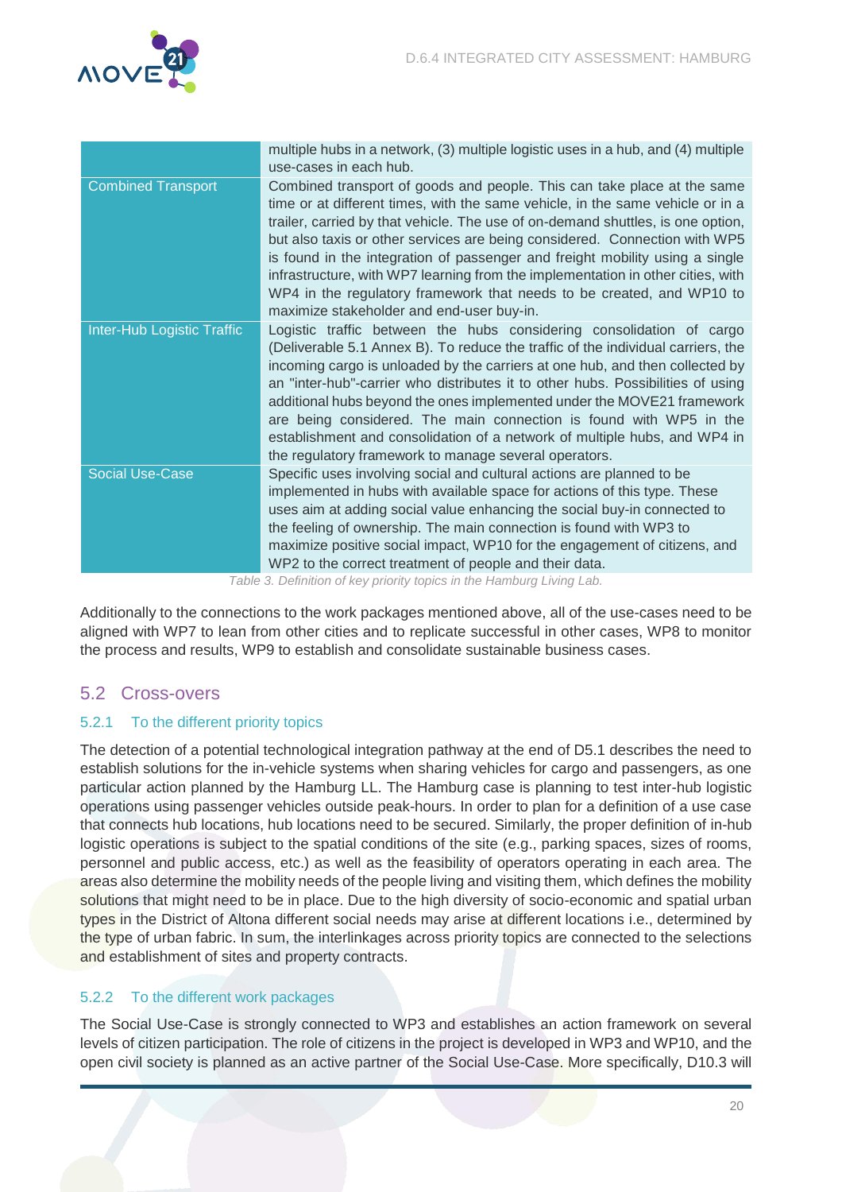| | |
|---|---|
| | multiple hubs in a network, (3) multiple logistic uses in a hub, and (4) multiple use-cases in each hub. |
| Combined Transport | Combined transport of goods and people. This can take place at the same time or at different times, with the same vehicle, in the same vehicle or in a trailer, carried by that vehicle. The use of on-demand shuttles, is one option, but also taxis or other services are being considered. Connection with WP5 is found in the integration of passenger and freight mobility using a single infrastructure, with WP7 learning from the implementation in other cities, with WP4 in the regulatory framework that needs to be created, and WP10 to maximize stakeholder and end-user buy-in. |
| Inter-Hub Logistic Traffic | Logistic traffic between the hubs considering consolidation of cargo (Deliverable 5.1 Annex B). To reduce the traffic of the individual carriers, the incoming cargo is unloaded by the carriers at one hub, and then collected by an "inter-hub"-carrier who distributes it to other hubs. Possibilities of using additional hubs beyond the ones implemented under the MOVE21 framework are being considered. The main connection is found with WP5 in the establishment and consolidation of a network of multiple hubs, and WP4 in the regulatory framework to manage several operators. |
| Social Use-Case | Specific uses involving social and cultural actions are planned to be implemented in hubs with available space for actions of this type. These uses aim at adding social value enhancing the social buy-in connected to the feeling of ownership. The main connection is found with WP3 to maximize positive social impact, WP10 for the engagement of citizens, and WP2 to the correct treatment of people and their data. |

*Table 3. Definition of key priority topics in the Hamburg Living Lab.*

Additionally to the connections to the work packages mentioned above, all of the use-cases need to be aligned with WP7 to lean from other cities and to replicate successful in other cases, WP8 to monitor the process and results, WP9 to establish and consolidate sustainable business cases.

## 5.2 Cross-overs

### 5.2.1 To the different priority topics

The detection of a potential technological integration pathway at the end of D5.1 describes the need to establish solutions for the in-vehicle systems when sharing vehicles for cargo and passengers, as one particular action planned by the Hamburg LL. The Hamburg case is planning to test inter-hub logistic operations using passenger vehicles outside peak-hours. In order to plan for a definition of a use case that connects hub locations, hub locations need to be secured. Similarly, the proper definition of in-hub logistic operations is subject to the spatial conditions of the site (e.g., parking spaces, sizes of rooms, personnel and public access, etc.) as well as the feasibility of operators operating in each area. The areas also determine the mobility needs of the people living and visiting them, which defines the mobility solutions that might need to be in place. Due to the high diversity of socio-economic and spatial urban types in the District of Altona different social needs may arise at different locations i.e., determined by the type of urban fabric. In sum, the interlinkages across priority topics are connected to the selections and establishment of sites and property contracts.

### 5.2.2 To the different work packages

The Social Use-Case is strongly connected to WP3 and establishes an action framework on several levels of citizen participation. The role of citizens in the project is developed in WP3 and WP10, and the open civil society is planned as an active partner of the Social Use-Case. More specifically, D10.3 will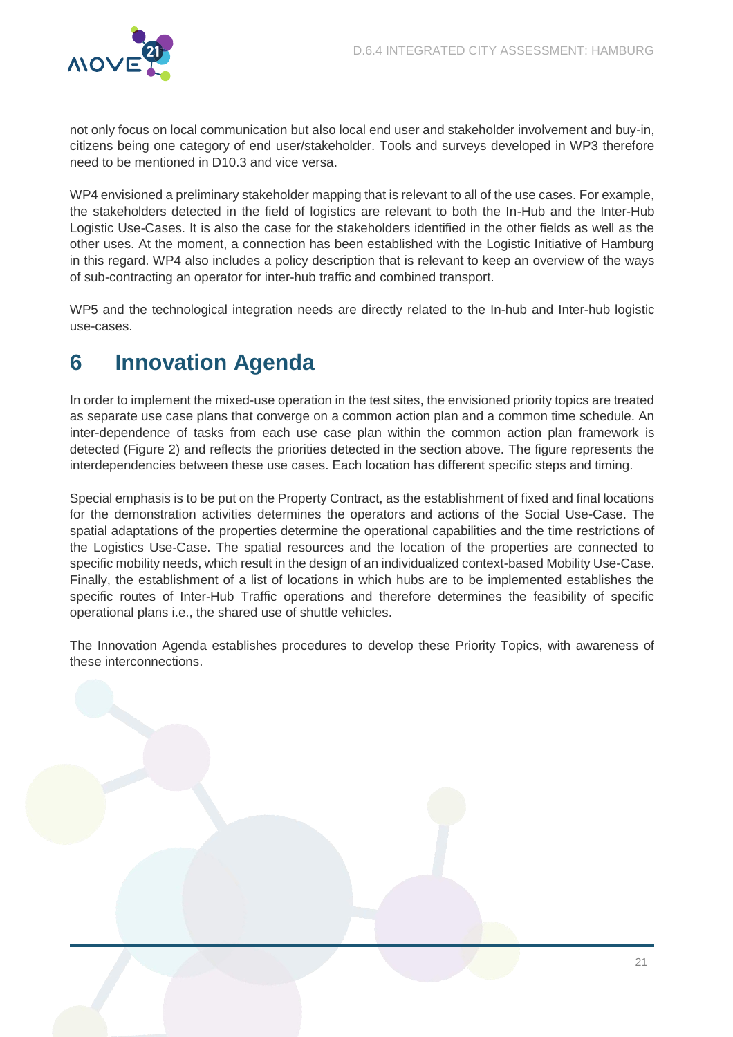not only focus on local communication but also local end user and stakeholder involvement and buy-in, citizens being one category of end user/stakeholder. Tools and surveys developed in WP3 therefore need to be mentioned in D10.3 and vice versa.

WP4 envisioned a preliminary stakeholder mapping that is relevant to all of the use cases. For example, the stakeholders detected in the field of logistics are relevant to both the In-Hub and the Inter-Hub Logistic Use-Cases. It is also the case for the stakeholders identified in the other fields as well as the other uses. At the moment, a connection has been established with the Logistic Initiative of Hamburg in this regard. WP4 also includes a policy description that is relevant to keep an overview of the ways of sub-contracting an operator for inter-hub traffic and combined transport.

WP5 and the technological integration needs are directly related to the In-hub and Inter-hub logistic use-cases.

# 6 Innovation Agenda

In order to implement the mixed-use operation in the test sites, the envisioned priority topics are treated as separate use case plans that converge on a common action plan and a common time schedule. An inter-dependence of tasks from each use case plan within the common action plan framework is detected (Figure 2) and reflects the priorities detected in the section above. The figure represents the interdependencies between these use cases. Each location has different specific steps and timing.

Special emphasis is to be put on the Property Contract, as the establishment of fixed and final locations for the demonstration activities determines the operators and actions of the Social Use-Case. The spatial adaptations of the properties determine the operational capabilities and the time restrictions of the Logistics Use-Case. The spatial resources and the location of the properties are connected to specific mobility needs, which result in the design of an individualized context-based Mobility Use-Case. Finally, the establishment of a list of locations in which hubs are to be implemented establishes the specific routes of Inter-Hub Traffic operations and therefore determines the feasibility of specific operational plans i.e., the shared use of shuttle vehicles.

The Innovation Agenda establishes procedures to develop these Priority Topics, with awareness of these interconnections.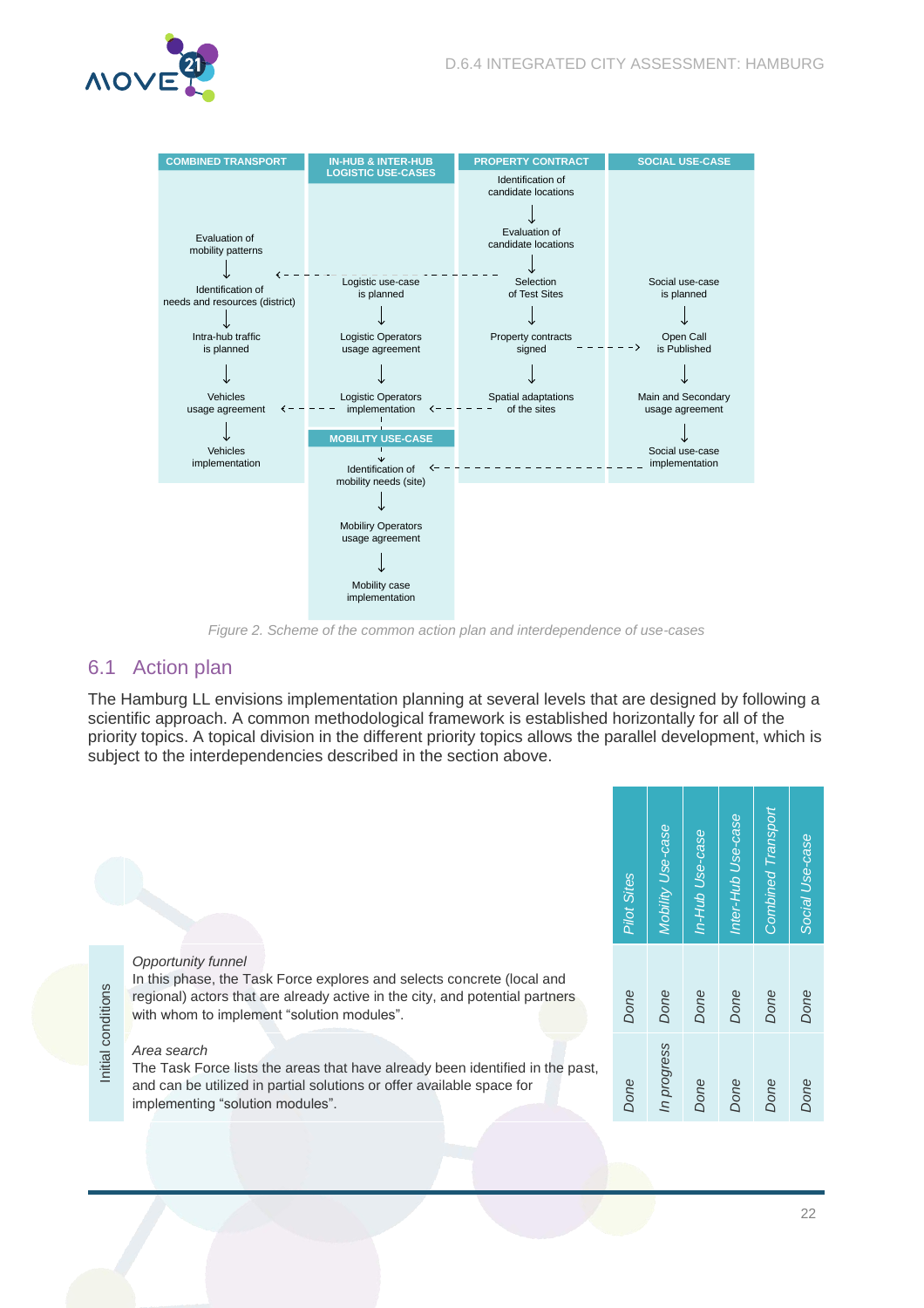| COMBINED TRANSPORT | IN-HUB & INTER-HUB LOGISTIC USE-CASES | PROPERTY CONTRACT | SOCIAL USE-CASE |
|---|---|---|---|
| | | Identification of candidate locations | |
| Evaluation of mobility patterns | | Evaluation of candidate locations | |
| Identification of needs and resources (district) | Logistic use-case is planned | Selection of Test Sites | Social use-case is planned |
| Intra-hub traffic is planned | Logistic Operators usage agreement | Property contracts signed | Open Call is Published |
| Vehicles usage agreement | Logistic Operators implementation | Spatial adaptations of the sites | Main and Secondary usage agreement |
| Vehicles implementation | | | Social use-case implementation |

| MOBILITY USE-CASE |
|---|
| Identification of mobility needs (site) |
| Mobility Operators usage agreement |
| Mobility case implementation |

Figure 2. Scheme of the common action plan and interdependence of use-cases

## 6.1 Action plan

The Hamburg LL envisions implementation planning at several levels that are designed by following a scientific approach. A common methodological framework is established horizontally for all of the priority topics. A topical division in the different priority topics allows the parallel development, which is subject to the interdependencies described in the section above.

| | | *Pilot Sites* | *Mobility Use-case* | *In-Hub Use-case* | *Inter-Hub Use-case* | *Combined Transport* | *Social Use-case* |
|---|---|---|---|---|---|---|---|
| Initial conditions | *Opportunity funnel*<br>In this phase, the Task Force explores and selects concrete (local and regional) actors that are already active in the city, and potential partners with whom to implement "solution modules". | *Done* | *Done* | *Done* | *Done* | *Done* | *Done* |
| | *Area search*<br>The Task Force lists the areas that have already been identified in the past, and can be utilized in partial solutions or offer available space for implementing "solution modules". | *Done* | *In progress* | *Done* | *Done* | *Done* | *Done* |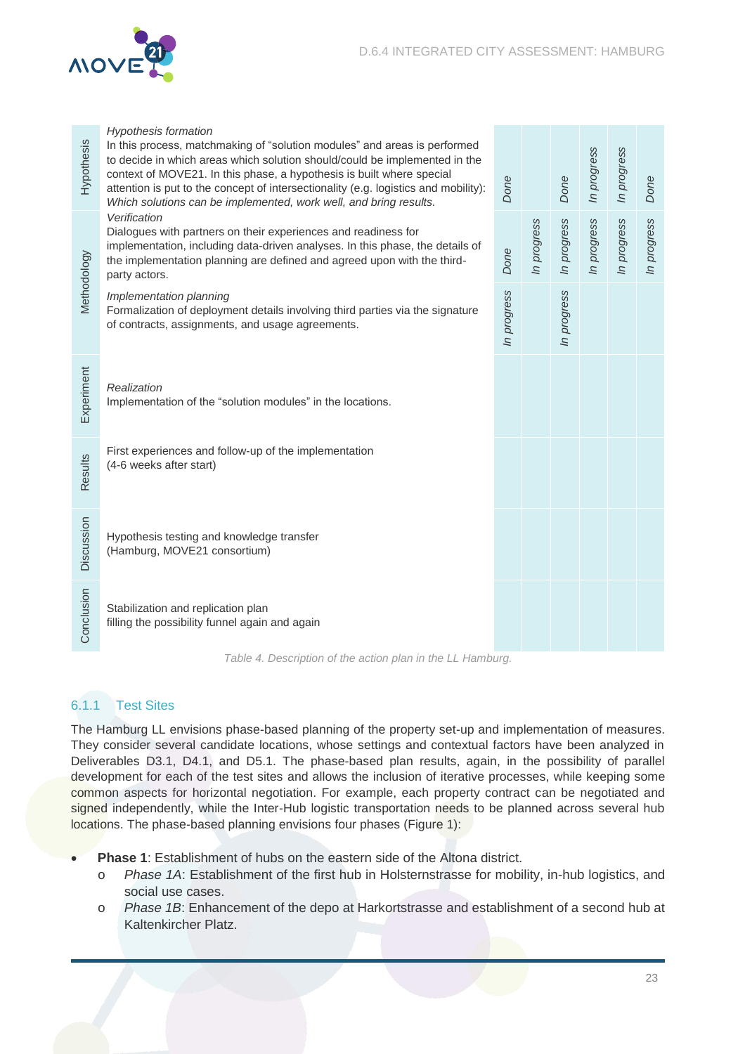| | | | | | | | |
|---|---|---|---|---|---|---|---|
| Hypothesis | *Hypothesis formation*<br>In this process, matchmaking of "solution modules" and areas is performed to decide in which areas which solution should/could be implemented in the context of MOVE21. In this phase, a hypothesis is built where special attention is put to the concept of intersectionality (e.g. logistics and mobility): *Which solutions can be implemented, work well, and bring results.* | *Done* | | *Done* | *In progress* | *In progress* | *Done* |
| Methodology | *Verification*<br>Dialogues with partners on their experiences and readiness for implementation, including data-driven analyses. In this phase, the details of the implementation planning are defined and agreed upon with the third-party actors. | *Done* | *In progress* | *In progress* | *In progress* | *In progress* | *In progress* |
| | *Implementation planning*<br>Formalization of deployment details involving third parties via the signature of contracts, assignments, and usage agreements. | *In progress* | | *In progress* | | | |
| Experiment | *Realization*<br>Implementation of the "solution modules" in the locations. | | | | | | |
| Results | First experiences and follow-up of the implementation (4-6 weeks after start) | | | | | | |
| Discussion | Hypothesis testing and knowledge transfer (Hamburg, MOVE21 consortium) | | | | | | |
| Conclusion | Stabilization and replication plan filling the possibility funnel again and again | | | | | | |

*Table 4. Description of the action plan in the LL Hamburg.*

### 6.1.1 Test Sites

The Hamburg LL envisions phase-based planning of the property set-up and implementation of measures. They consider several candidate locations, whose settings and contextual factors have been analyzed in Deliverables D3.1, D4.1, and D5.1. The phase-based plan results, again, in the possibility of parallel development for each of the test sites and allows the inclusion of iterative processes, while keeping some common aspects for horizontal negotiation. For example, each property contract can be negotiated and signed independently, while the Inter-Hub logistic transportation needs to be planned across several hub locations. The phase-based planning envisions four phases (Figure 1):

- **Phase 1**: Establishment of hubs on the eastern side of the Altona district.
  - *Phase 1A*: Establishment of the first hub in Holsternstrasse for mobility, in-hub logistics, and social use cases.
  - *Phase 1B*: Enhancement of the depo at Harkortstrasse and establishment of a second hub at Kaltenkircher Platz.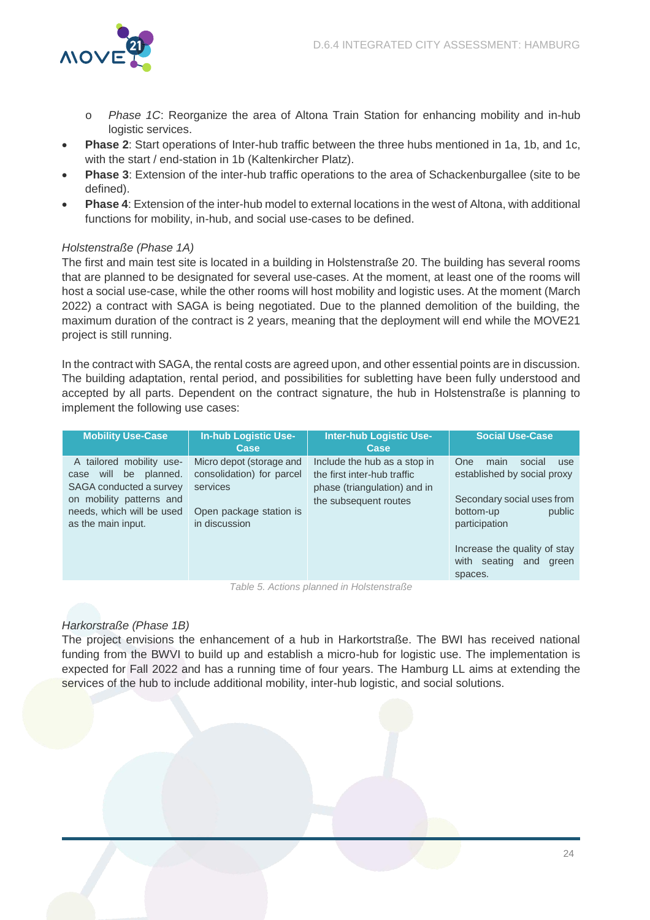- *Phase 1C*: Reorganize the area of Altona Train Station for enhancing mobility and in-hub logistic services.

- **Phase 2**: Start operations of Inter-hub traffic between the three hubs mentioned in 1a, 1b, and 1c, with the start / end-station in 1b (Kaltenkircher Platz).
- **Phase 3**: Extension of the inter-hub traffic operations to the area of Schackenburgallee (site to be defined).
- **Phase 4**: Extension of the inter-hub model to external locations in the west of Altona, with additional functions for mobility, in-hub, and social use-cases to be defined.

*Holstenstraße (Phase 1A)*

The first and main test site is located in a building in Holstenstraße 20. The building has several rooms that are planned to be designated for several use-cases. At the moment, at least one of the rooms will host a social use-case, while the other rooms will host mobility and logistic uses. At the moment (March 2022) a contract with SAGA is being negotiated. Due to the planned demolition of the building, the maximum duration of the contract is 2 years, meaning that the deployment will end while the MOVE21 project is still running.

In the contract with SAGA, the rental costs are agreed upon, and other essential points are in discussion. The building adaptation, rental period, and possibilities for subletting have been fully understood and accepted by all parts. Dependent on the contract signature, the hub in Holstenstraße is planning to implement the following use cases:

| Mobility Use-Case | In-hub Logistic Use-Case | Inter-hub Logistic Use-Case | Social Use-Case |
|---|---|---|---|
| A tailored mobility use-case will be planned. SAGA conducted a survey on mobility patterns and needs, which will be used as the main input. | Micro depot (storage and consolidation) for parcel services<br><br>Open package station is in discussion | Include the hub as a stop in the first inter-hub traffic phase (triangulation) and in the subsequent routes | One main social use established by social proxy<br><br>Secondary social uses from bottom-up public participation<br><br>Increase the quality of stay with seating and green spaces. |

Table 5. Actions planned in Holstenstraße

*Harkorstraße (Phase 1B)*

The project envisions the enhancement of a hub in Harkortstraße. The BWI has received national funding from the BWVI to build up and establish a micro-hub for logistic use. The implementation is expected for Fall 2022 and has a running time of four years. The Hamburg LL aims at extending the services of the hub to include additional mobility, inter-hub logistic, and social solutions.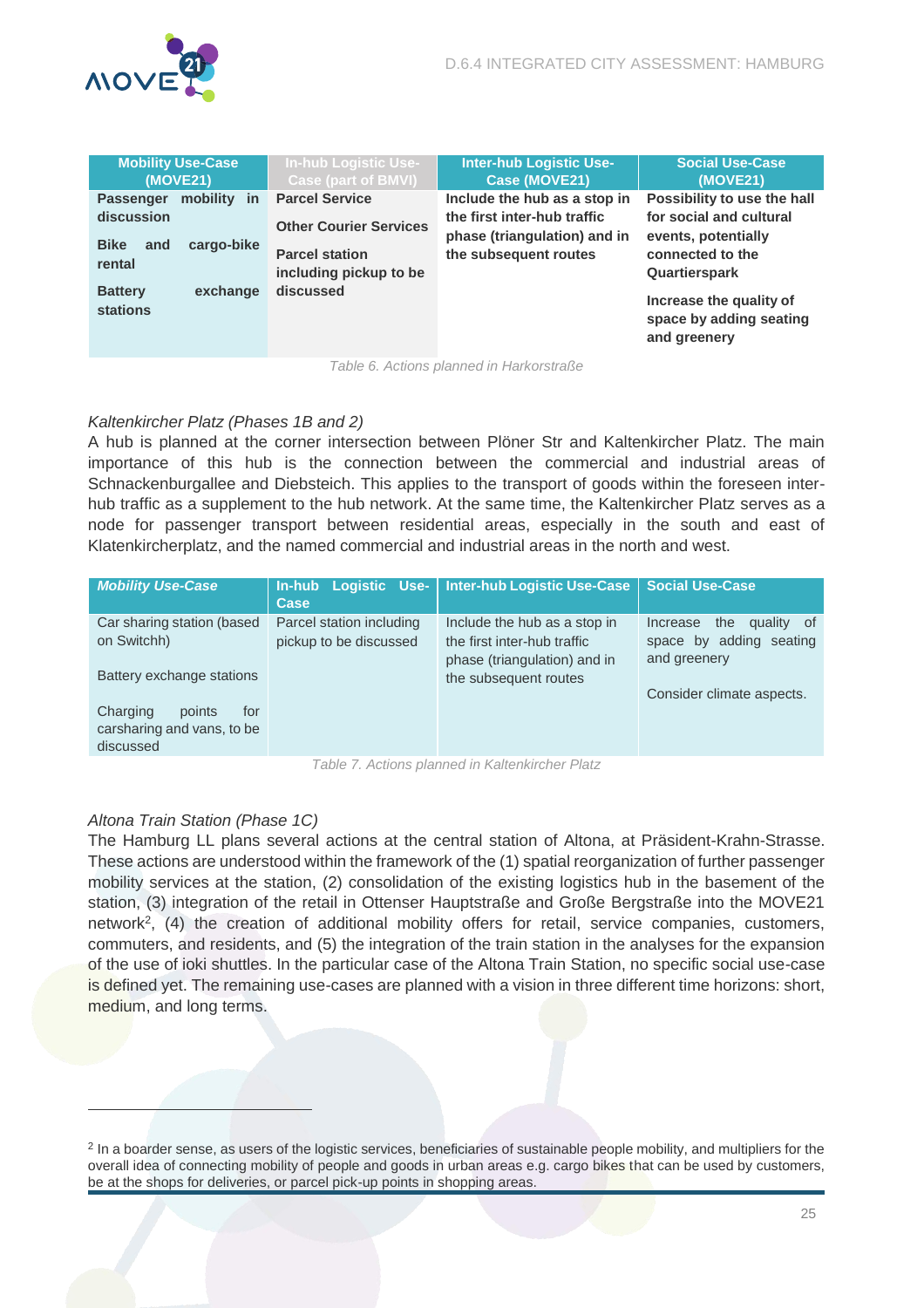| Mobility Use-Case (MOVE21) | In-hub Logistic Use-Case (part of BMVI) | Inter-hub Logistic Use-Case (MOVE21) | Social Use-Case (MOVE21) |
|---|---|---|---|
| **Passenger mobility in discussion**<br><br>**Bike and cargo-bike rental**<br><br>**Battery exchange stations** | **Parcel Service**<br><br>**Other Courier Services**<br><br>**Parcel station including pickup to be discussed** | **Include the hub as a stop in the first inter-hub traffic phase (triangulation) and in the subsequent routes** | **Possibility to use the hall for social and cultural events, potentially connected to the Quartierspark**<br><br>**Increase the quality of space by adding seating and greenery** |

Table 6. Actions planned in Harkorstraße

*Kaltenkircher Platz (Phases 1B and 2)*

A hub is planned at the corner intersection between Plöner Str and Kaltenkircher Platz. The main importance of this hub is the connection between the commercial and industrial areas of Schnackenburgallee and Diebsteich. This applies to the transport of goods within the foreseen inter-hub traffic as a supplement to the hub network. At the same time, the Kaltenkircher Platz serves as a node for passenger transport between residential areas, especially in the south and east of Klatenkircherplatz, and the named commercial and industrial areas in the north and west.

| *Mobility Use-Case* | In-hub Logistic Use-Case | Inter-hub Logistic Use-Case | Social Use-Case |
|---|---|---|---|
| Car sharing station (based on Switchh)<br><br>Battery exchange stations<br><br>Charging points for carsharing and vans, to be discussed | Parcel station including pickup to be discussed | Include the hub as a stop in the first inter-hub traffic phase (triangulation) and in the subsequent routes | Increase the quality of space by adding seating and greenery<br><br>Consider climate aspects. |

Table 7. Actions planned in Kaltenkircher Platz

*Altona Train Station (Phase 1C)*

The Hamburg LL plans several actions at the central station of Altona, at Präsident-Krahn-Strasse. These actions are understood within the framework of the (1) spatial reorganization of further passenger mobility services at the station, (2) consolidation of the existing logistics hub in the basement of the station, (3) integration of the retail in Ottenser Hauptstraße and Große Bergstraße into the MOVE21 network[2], (4) the creation of additional mobility offers for retail, service companies, customers, commuters, and residents, and (5) the integration of the train station in the analyses for the expansion of the use of ioki shuttles. In the particular case of the Altona Train Station, no specific social use-case is defined yet. The remaining use-cases are planned with a vision in three different time horizons: short, medium, and long terms.

[2] In a boarder sense, as users of the logistic services, beneficiaries of sustainable people mobility, and multipliers for the overall idea of connecting mobility of people and goods in urban areas e.g. cargo bikes that can be used by customers, be at the shops for deliveries, or parcel pick-up points in shopping areas.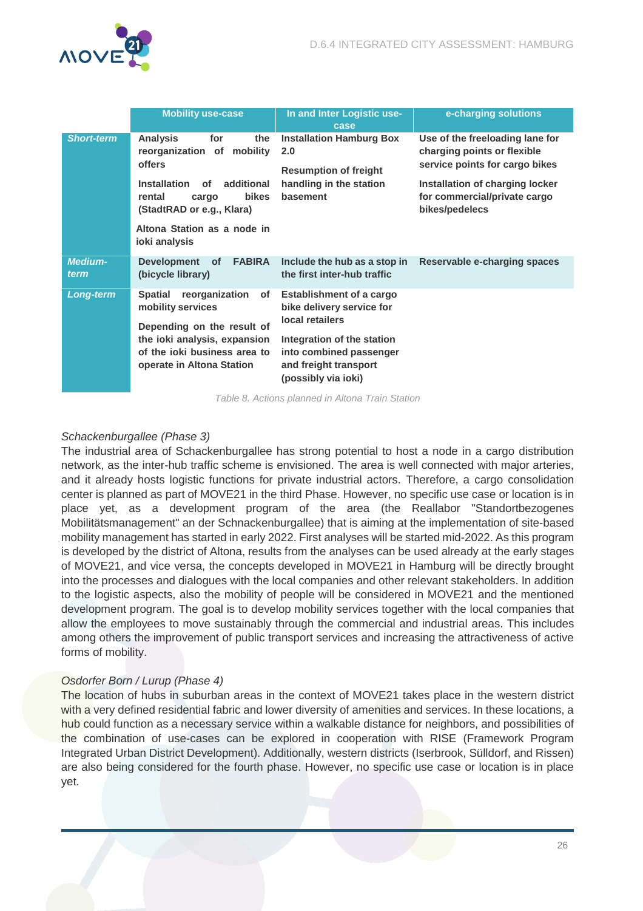|  | Mobility use-case | In and Inter Logistic use-case | e-charging solutions |
|---|---|---|---|
| ***Short-term*** | **Analysis for the reorganization of mobility offers**<br><br>**Installation of additional rental cargo bikes (StadtRAD or e.g., Klara)**<br><br>**Altona Station as a node in ioki analysis** | **Installation Hamburg Box 2.0**<br><br>**Resumption of freight handling in the station basement** | **Use of the freeloading lane for charging points or flexible service points for cargo bikes**<br><br>**Installation of charging locker for commercial/private cargo bikes/pedelecs** |
| ***Medium-term*** | **Development of FABIRA (bicycle library)** | **Include the hub as a stop in the first inter-hub traffic** | **Reservable e-charging spaces** |
| ***Long-term*** | **Spatial reorganization of mobility services**<br><br>**Depending on the result of the ioki analysis, expansion of the ioki business area to operate in Altona Station** | **Establishment of a cargo bike delivery service for local retailers**<br><br>**Integration of the station into combined passenger and freight transport (possibly via ioki)** |  |

*Table 8. Actions planned in Altona Train Station*

*Schackenburgallee (Phase 3)*

The industrial area of Schackenburgallee has strong potential to host a node in a cargo distribution network, as the inter-hub traffic scheme is envisioned. The area is well connected with major arteries, and it already hosts logistic functions for private industrial actors. Therefore, a cargo consolidation center is planned as part of MOVE21 in the third Phase. However, no specific use case or location is in place yet, as a development program of the area (the Reallabor "Standortbezogenes Mobilitätsmanagement" an der Schnackenburgallee) that is aiming at the implementation of site-based mobility management has started in early 2022. First analyses will be started mid-2022. As this program is developed by the district of Altona, results from the analyses can be used already at the early stages of MOVE21, and vice versa, the concepts developed in MOVE21 in Hamburg will be directly brought into the processes and dialogues with the local companies and other relevant stakeholders. In addition to the logistic aspects, also the mobility of people will be considered in MOVE21 and the mentioned development program. The goal is to develop mobility services together with the local companies that allow the employees to move sustainably through the commercial and industrial areas. This includes among others the improvement of public transport services and increasing the attractiveness of active forms of mobility.

*Osdorfer Born / Lurup (Phase 4)*

The location of hubs in suburban areas in the context of MOVE21 takes place in the western district with a very defined residential fabric and lower diversity of amenities and services. In these locations, a hub could function as a necessary service within a walkable distance for neighbors, and possibilities of the combination of use-cases can be explored in cooperation with RISE (Framework Program Integrated Urban District Development). Additionally, western districts (Iserbrook, Sülldorf, and Rissen) are also being considered for the fourth phase. However, no specific use case or location is in place yet.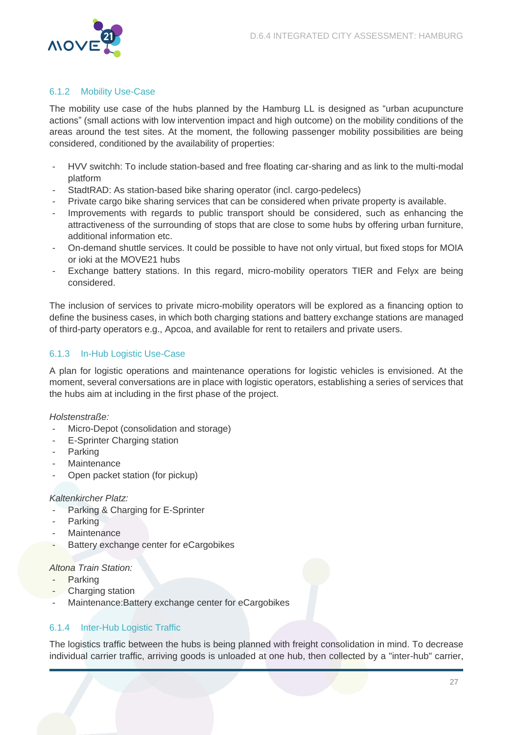### 6.1.2 Mobility Use-Case

The mobility use case of the hubs planned by the Hamburg LL is designed as “urban acupuncture actions” (small actions with low intervention impact and high outcome) on the mobility conditions of the areas around the test sites. At the moment, the following passenger mobility possibilities are being considered, conditioned by the availability of properties:

- HVV switchh: To include station-based and free floating car-sharing and as link to the multi-modal platform
- StadtRAD: As station-based bike sharing operator (incl. cargo-pedelecs)
- Private cargo bike sharing services that can be considered when private property is available.
- Improvements with regards to public transport should be considered, such as enhancing the attractiveness of the surrounding of stops that are close to some hubs by offering urban furniture, additional information etc.
- On-demand shuttle services. It could be possible to have not only virtual, but fixed stops for MOIA or ioki at the MOVE21 hubs
- Exchange battery stations. In this regard, micro-mobility operators TIER and Felyx are being considered.

The inclusion of services to private micro-mobility operators will be explored as a financing option to define the business cases, in which both charging stations and battery exchange stations are managed of third-party operators e.g., Apcoa, and available for rent to retailers and private users.

### 6.1.3 In-Hub Logistic Use-Case

A plan for logistic operations and maintenance operations for logistic vehicles is envisioned. At the moment, several conversations are in place with logistic operators, establishing a series of services that the hubs aim at including in the first phase of the project.

*Holstenstraße:*

- Micro-Depot (consolidation and storage)
- E-Sprinter Charging station
- Parking
- Maintenance
- Open packet station (for pickup)

*Kaltenkircher Platz:*

- Parking & Charging for E-Sprinter
- Parking
- Maintenance
- Battery exchange center for eCargobikes

*Altona Train Station:*

- Parking
- Charging station
- Maintenance:Battery exchange center for eCargobikes

### 6.1.4 Inter-Hub Logistic Traffic

The logistics traffic between the hubs is being planned with freight consolidation in mind. To decrease individual carrier traffic, arriving goods is unloaded at one hub, then collected by a "inter-hub" carrier,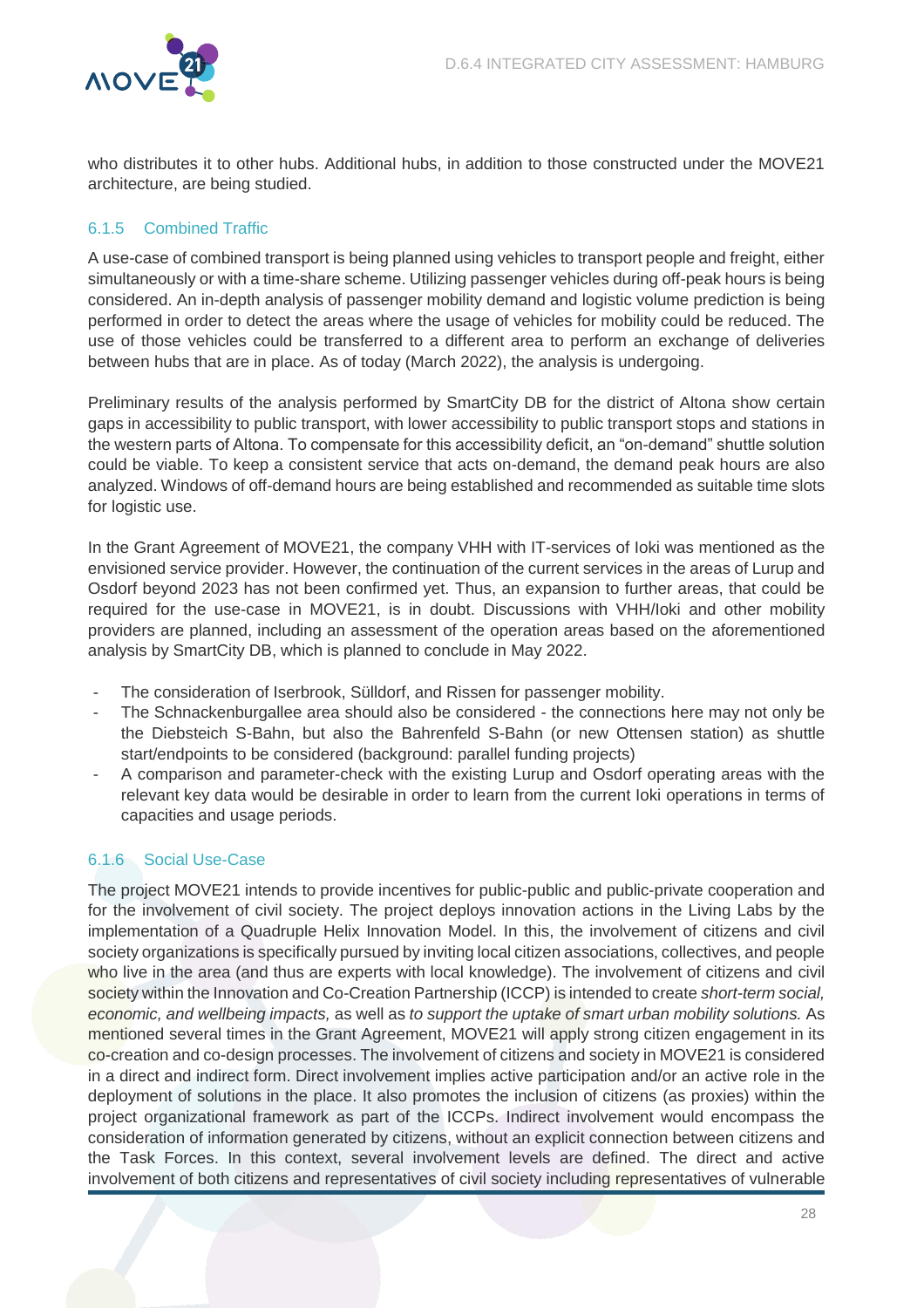who distributes it to other hubs. Additional hubs, in addition to those constructed under the MOVE21 architecture, are being studied.

### 6.1.5 Combined Traffic

A use-case of combined transport is being planned using vehicles to transport people and freight, either simultaneously or with a time-share scheme. Utilizing passenger vehicles during off-peak hours is being considered. An in-depth analysis of passenger mobility demand and logistic volume prediction is being performed in order to detect the areas where the usage of vehicles for mobility could be reduced. The use of those vehicles could be transferred to a different area to perform an exchange of deliveries between hubs that are in place. As of today (March 2022), the analysis is undergoing.

Preliminary results of the analysis performed by SmartCity DB for the district of Altona show certain gaps in accessibility to public transport, with lower accessibility to public transport stops and stations in the western parts of Altona. To compensate for this accessibility deficit, an "on-demand" shuttle solution could be viable. To keep a consistent service that acts on-demand, the demand peak hours are also analyzed. Windows of off-demand hours are being established and recommended as suitable time slots for logistic use.

In the Grant Agreement of MOVE21, the company VHH with IT-services of Ioki was mentioned as the envisioned service provider. However, the continuation of the current services in the areas of Lurup and Osdorf beyond 2023 has not been confirmed yet. Thus, an expansion to further areas, that could be required for the use-case in MOVE21, is in doubt. Discussions with VHH/Ioki and other mobility providers are planned, including an assessment of the operation areas based on the aforementioned analysis by SmartCity DB, which is planned to conclude in May 2022.

- The consideration of Iserbrook, Sülldorf, and Rissen for passenger mobility.
- The Schnackenburgallee area should also be considered - the connections here may not only be the Diebsteich S-Bahn, but also the Bahrenfeld S-Bahn (or new Ottensen station) as shuttle start/endpoints to be considered (background: parallel funding projects)
- A comparison and parameter-check with the existing Lurup and Osdorf operating areas with the relevant key data would be desirable in order to learn from the current Ioki operations in terms of capacities and usage periods.

### 6.1.6 Social Use-Case

The project MOVE21 intends to provide incentives for public-public and public-private cooperation and for the involvement of civil society. The project deploys innovation actions in the Living Labs by the implementation of a Quadruple Helix Innovation Model. In this, the involvement of citizens and civil society organizations is specifically pursued by inviting local citizen associations, collectives, and people who live in the area (and thus are experts with local knowledge). The involvement of citizens and civil society within the Innovation and Co-Creation Partnership (ICCP) is intended to create *short-term social, economic, and wellbeing impacts,* as well as *to support the uptake of smart urban mobility solutions.* As mentioned several times in the Grant Agreement, MOVE21 will apply strong citizen engagement in its co-creation and co-design processes. The involvement of citizens and society in MOVE21 is considered in a direct and indirect form. Direct involvement implies active participation and/or an active role in the deployment of solutions in the place. It also promotes the inclusion of citizens (as proxies) within the project organizational framework as part of the ICCPs. Indirect involvement would encompass the consideration of information generated by citizens, without an explicit connection between citizens and the Task Forces. In this context, several involvement levels are defined. The direct and active involvement of both citizens and representatives of civil society including representatives of vulnerable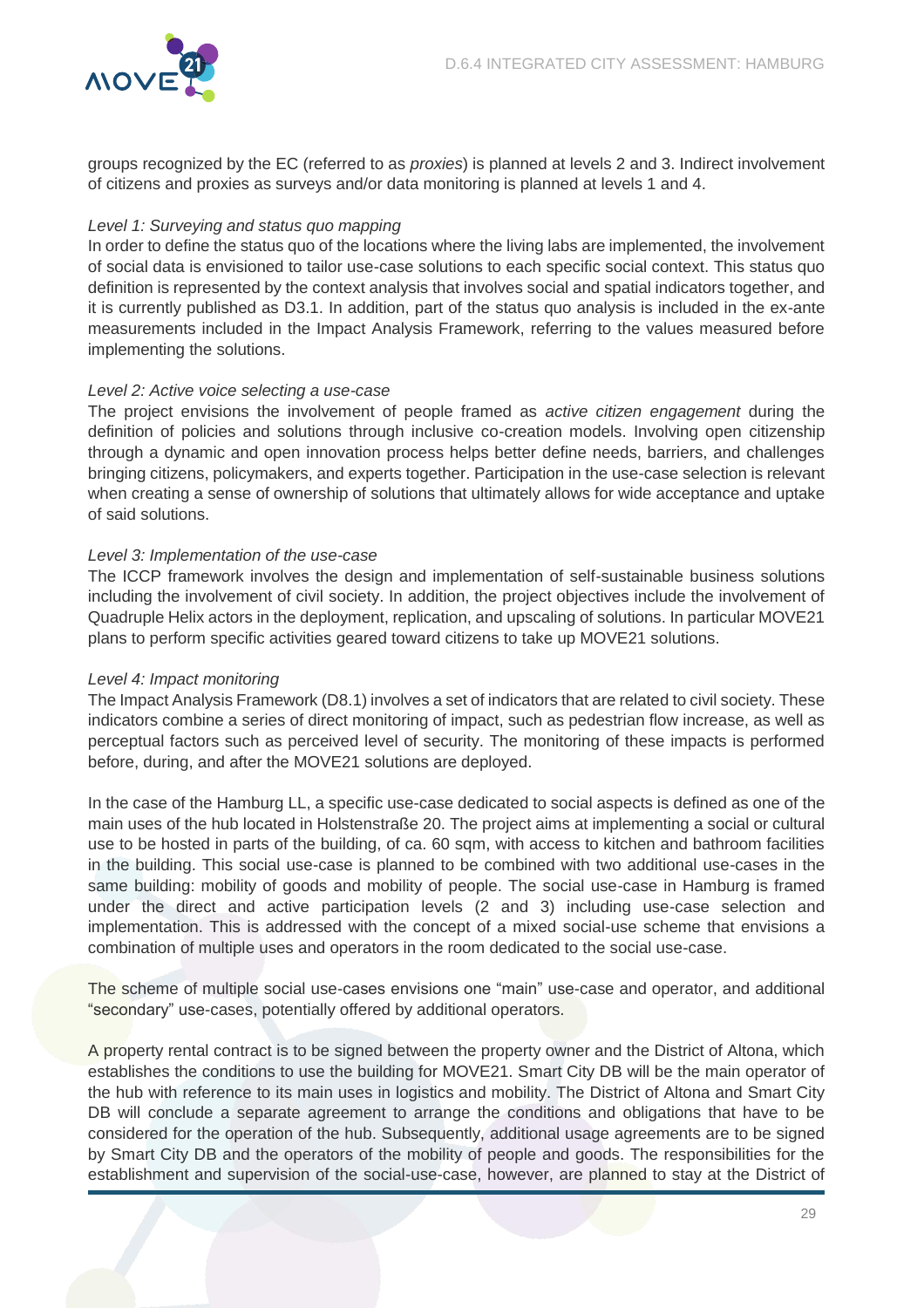groups recognized by the EC (referred to as *proxies*) is planned at levels 2 and 3. Indirect involvement of citizens and proxies as surveys and/or data monitoring is planned at levels 1 and 4.

*Level 1: Surveying and status quo mapping*

In order to define the status quo of the locations where the living labs are implemented, the involvement of social data is envisioned to tailor use-case solutions to each specific social context. This status quo definition is represented by the context analysis that involves social and spatial indicators together, and it is currently published as D3.1. In addition, part of the status quo analysis is included in the ex-ante measurements included in the Impact Analysis Framework, referring to the values measured before implementing the solutions.

*Level 2: Active voice selecting a use-case*

The project envisions the involvement of people framed as *active citizen engagement* during the definition of policies and solutions through inclusive co-creation models. Involving open citizenship through a dynamic and open innovation process helps better define needs, barriers, and challenges bringing citizens, policymakers, and experts together. Participation in the use-case selection is relevant when creating a sense of ownership of solutions that ultimately allows for wide acceptance and uptake of said solutions.

*Level 3: Implementation of the use-case*

The ICCP framework involves the design and implementation of self-sustainable business solutions including the involvement of civil society. In addition, the project objectives include the involvement of Quadruple Helix actors in the deployment, replication, and upscaling of solutions. In particular MOVE21 plans to perform specific activities geared toward citizens to take up MOVE21 solutions.

*Level 4: Impact monitoring*

The Impact Analysis Framework (D8.1) involves a set of indicators that are related to civil society. These indicators combine a series of direct monitoring of impact, such as pedestrian flow increase, as well as perceptual factors such as perceived level of security. The monitoring of these impacts is performed before, during, and after the MOVE21 solutions are deployed.

In the case of the Hamburg LL, a specific use-case dedicated to social aspects is defined as one of the main uses of the hub located in Holstenstraße 20. The project aims at implementing a social or cultural use to be hosted in parts of the building, of ca. 60 sqm, with access to kitchen and bathroom facilities in the building. This social use-case is planned to be combined with two additional use-cases in the same building: mobility of goods and mobility of people. The social use-case in Hamburg is framed under the direct and active participation levels (2 and 3) including use-case selection and implementation. This is addressed with the concept of a mixed social-use scheme that envisions a combination of multiple uses and operators in the room dedicated to the social use-case.

The scheme of multiple social use-cases envisions one “main” use-case and operator, and additional “secondary” use-cases, potentially offered by additional operators.

A property rental contract is to be signed between the property owner and the District of Altona, which establishes the conditions to use the building for MOVE21. Smart City DB will be the main operator of the hub with reference to its main uses in logistics and mobility. The District of Altona and Smart City DB will conclude a separate agreement to arrange the conditions and obligations that have to be considered for the operation of the hub. Subsequently, additional usage agreements are to be signed by Smart City DB and the operators of the mobility of people and goods. The responsibilities for the establishment and supervision of the social-use-case, however, are planned to stay at the District of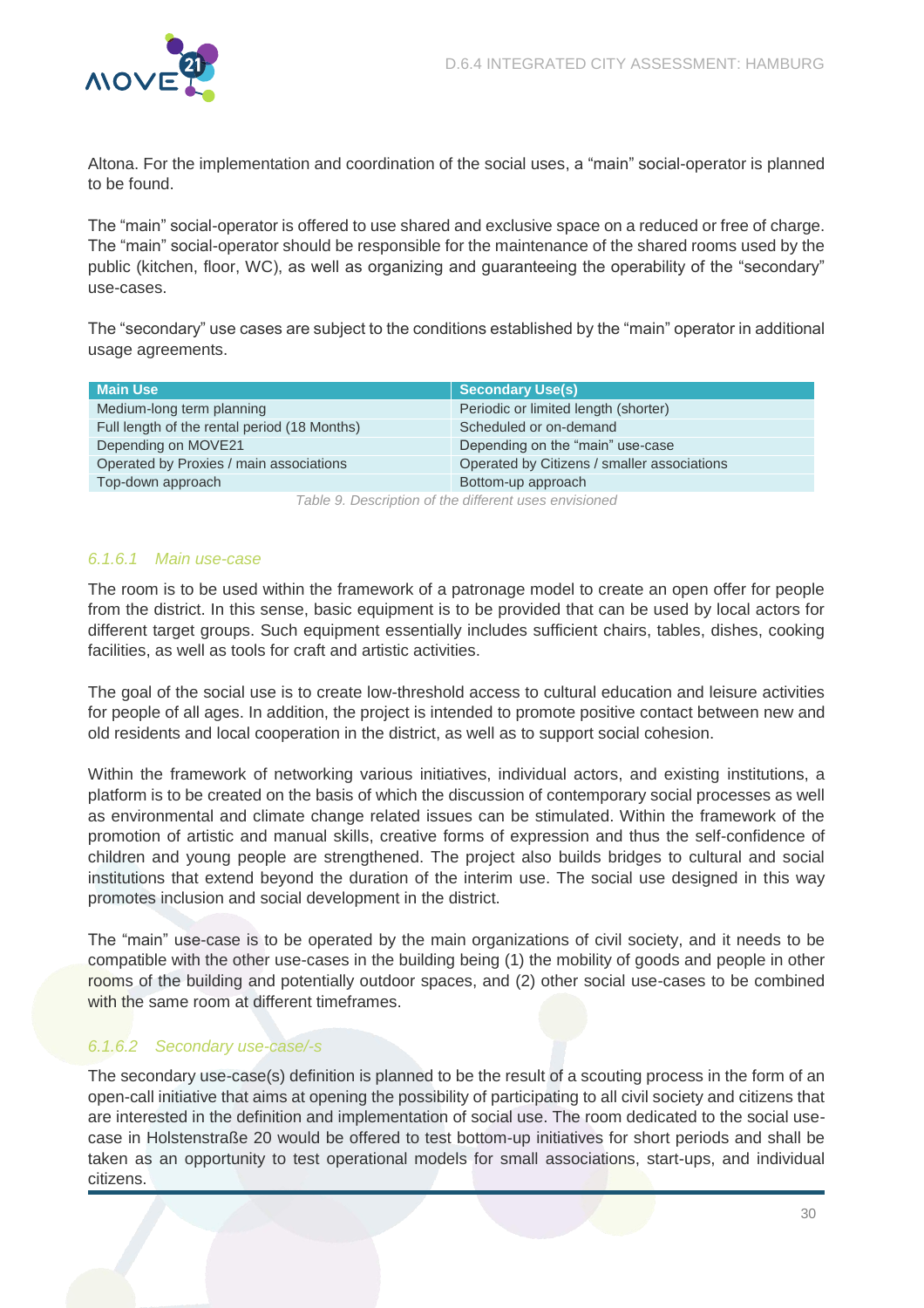Altona. For the implementation and coordination of the social uses, a "main" social-operator is planned to be found.

The "main" social-operator is offered to use shared and exclusive space on a reduced or free of charge. The "main" social-operator should be responsible for the maintenance of the shared rooms used by the public (kitchen, floor, WC), as well as organizing and guaranteeing the operability of the "secondary" use-cases.

The "secondary" use cases are subject to the conditions established by the "main" operator in additional usage agreements.

| Main Use | Secondary Use(s) |
|---|---|
| Medium-long term planning | Periodic or limited length (shorter) |
| Full length of the rental period (18 Months) | Scheduled or on-demand |
| Depending on MOVE21 | Depending on the "main" use-case |
| Operated by Proxies / main associations | Operated by Citizens / smaller associations |
| Top-down approach | Bottom-up approach |

*Table 9. Description of the different uses envisioned*

#### *6.1.6.1 Main use-case*

The room is to be used within the framework of a patronage model to create an open offer for people from the district. In this sense, basic equipment is to be provided that can be used by local actors for different target groups. Such equipment essentially includes sufficient chairs, tables, dishes, cooking facilities, as well as tools for craft and artistic activities.

The goal of the social use is to create low-threshold access to cultural education and leisure activities for people of all ages. In addition, the project is intended to promote positive contact between new and old residents and local cooperation in the district, as well as to support social cohesion.

Within the framework of networking various initiatives, individual actors, and existing institutions, a platform is to be created on the basis of which the discussion of contemporary social processes as well as environmental and climate change related issues can be stimulated. Within the framework of the promotion of artistic and manual skills, creative forms of expression and thus the self-confidence of children and young people are strengthened. The project also builds bridges to cultural and social institutions that extend beyond the duration of the interim use. The social use designed in this way promotes inclusion and social development in the district.

The "main" use-case is to be operated by the main organizations of civil society, and it needs to be compatible with the other use-cases in the building being (1) the mobility of goods and people in other rooms of the building and potentially outdoor spaces, and (2) other social use-cases to be combined with the same room at different timeframes.

#### *6.1.6.2 Secondary use-case/-s*

The secondary use-case(s) definition is planned to be the result of a scouting process in the form of an open-call initiative that aims at opening the possibility of participating to all civil society and citizens that are interested in the definition and implementation of social use. The room dedicated to the social use-case in Holstenstraße 20 would be offered to test bottom-up initiatives for short periods and shall be taken as an opportunity to test operational models for small associations, start-ups, and individual citizens.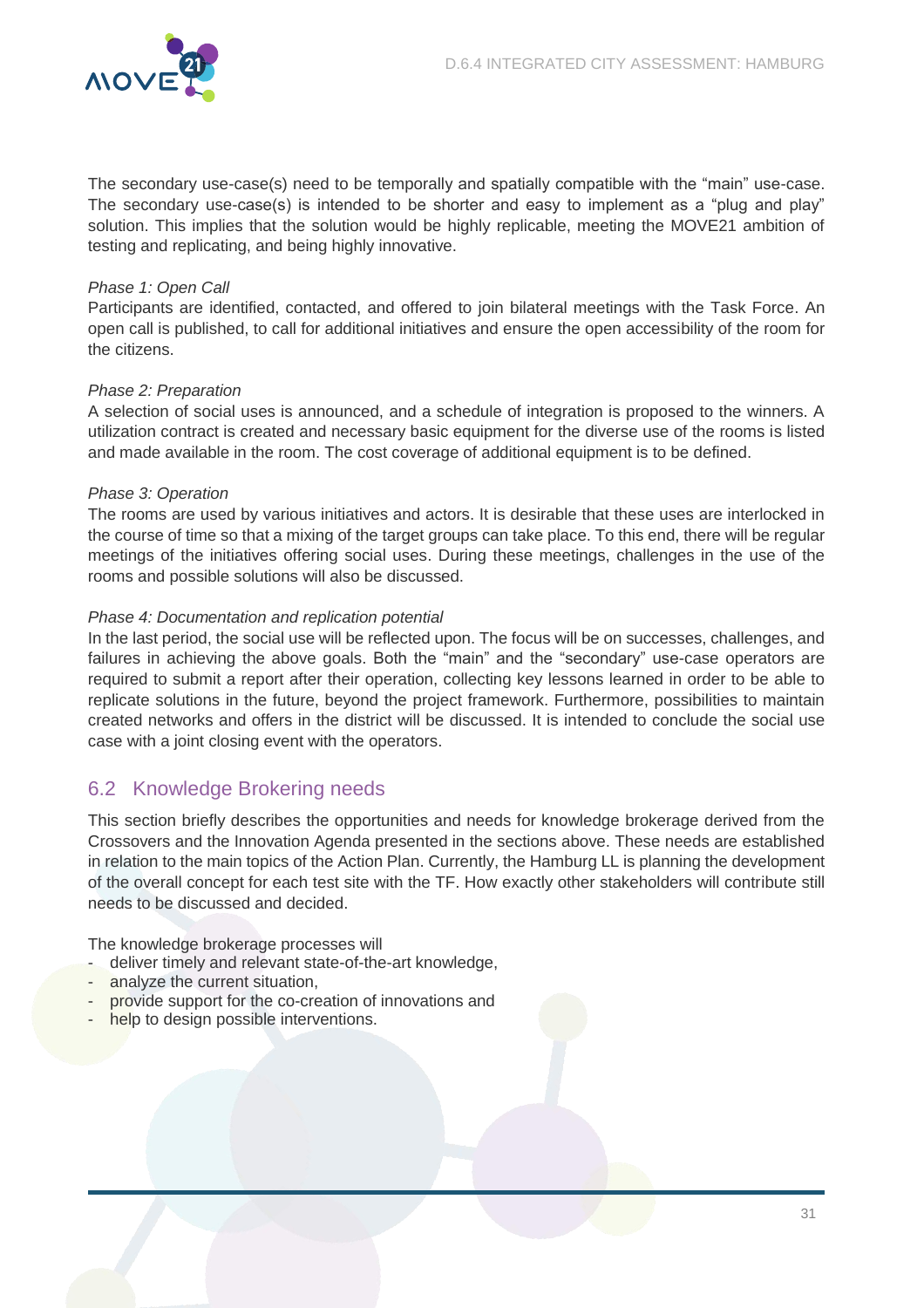The secondary use-case(s) need to be temporally and spatially compatible with the "main" use-case. The secondary use-case(s) is intended to be shorter and easy to implement as a "plug and play" solution. This implies that the solution would be highly replicable, meeting the MOVE21 ambition of testing and replicating, and being highly innovative.

*Phase 1: Open Call*

Participants are identified, contacted, and offered to join bilateral meetings with the Task Force. An open call is published, to call for additional initiatives and ensure the open accessibility of the room for the citizens.

*Phase 2: Preparation*

A selection of social uses is announced, and a schedule of integration is proposed to the winners. A utilization contract is created and necessary basic equipment for the diverse use of the rooms is listed and made available in the room. The cost coverage of additional equipment is to be defined.

*Phase 3: Operation*

The rooms are used by various initiatives and actors. It is desirable that these uses are interlocked in the course of time so that a mixing of the target groups can take place. To this end, there will be regular meetings of the initiatives offering social uses. During these meetings, challenges in the use of the rooms and possible solutions will also be discussed.

*Phase 4: Documentation and replication potential*

In the last period, the social use will be reflected upon. The focus will be on successes, challenges, and failures in achieving the above goals. Both the "main" and the "secondary" use-case operators are required to submit a report after their operation, collecting key lessons learned in order to be able to replicate solutions in the future, beyond the project framework. Furthermore, possibilities to maintain created networks and offers in the district will be discussed. It is intended to conclude the social use case with a joint closing event with the operators.

## 6.2 Knowledge Brokering needs

This section briefly describes the opportunities and needs for knowledge brokerage derived from the Crossovers and the Innovation Agenda presented in the sections above. These needs are established in relation to the main topics of the Action Plan. Currently, the Hamburg LL is planning the development of the overall concept for each test site with the TF. How exactly other stakeholders will contribute still needs to be discussed and decided.

The knowledge brokerage processes will

- deliver timely and relevant state-of-the-art knowledge,
- analyze the current situation,
- provide support for the co-creation of innovations and
- help to design possible interventions.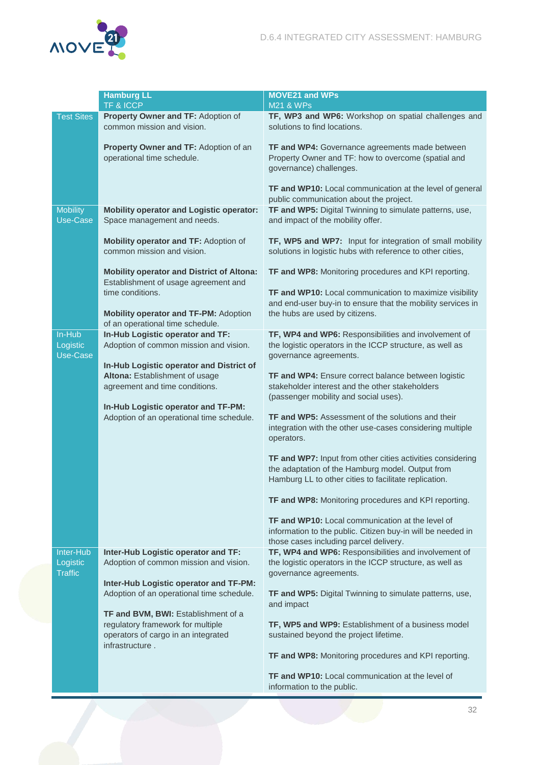| | Hamburg LL<br>TF & ICCP | MOVE21 and WPs<br>M21 & WPs |
|---|---|---|
| Test Sites | **Property Owner and TF:** Adoption of common mission and vision.<br><br>**Property Owner and TF:** Adoption of an operational time schedule. | **TF, WP3 and WP6:** Workshop on spatial challenges and solutions to find locations.<br><br>**TF and WP4:** Governance agreements made between Property Owner and TF: how to overcome (spatial and governance) challenges.<br><br>**TF and WP10:** Local communication at the level of general public communication about the project. |
| Mobility Use-Case | **Mobility operator and Logistic operator:** Space management and needs.<br><br>**Mobility operator and TF:** Adoption of common mission and vision.<br><br>**Mobility operator and District of Altona:** Establishment of usage agreement and time conditions.<br><br>**Mobility operator and TF-PM:** Adoption of an operational time schedule. | **TF and WP5:** Digital Twinning to simulate patterns, use, and impact of the mobility offer.<br><br>**TF, WP5 and WP7:** Input for integration of small mobility solutions in logistic hubs with reference to other cities,<br><br>**TF and WP8:** Monitoring procedures and KPI reporting.<br><br>**TF and WP10:** Local communication to maximize visibility and end-user buy-in to ensure that the mobility services in the hubs are used by citizens. |
| In-Hub Logistic Use-Case | **In-Hub Logistic operator and TF:** Adoption of common mission and vision.<br><br>**In-Hub Logistic operator and District of Altona:** Establishment of usage agreement and time conditions.<br><br>**In-Hub Logistic operator and TF-PM:** Adoption of an operational time schedule. | **TF, WP4 and WP6:** Responsibilities and involvement of the logistic operators in the ICCP structure, as well as governance agreements.<br><br>**TF and WP4:** Ensure correct balance between logistic stakeholder interest and the other stakeholders (passenger mobility and social uses).<br><br>**TF and WP5:** Assessment of the solutions and their integration with the other use-cases considering multiple operators.<br><br>**TF and WP7:** Input from other cities activities considering the adaptation of the Hamburg model. Output from Hamburg LL to other cities to facilitate replication.<br><br>**TF and WP8:** Monitoring procedures and KPI reporting.<br><br>**TF and WP10:** Local communication at the level of information to the public. Citizen buy-in will be needed in those cases including parcel delivery. |
| Inter-Hub Logistic Traffic | **Inter-Hub Logistic operator and TF:** Adoption of common mission and vision.<br><br>**Inter-Hub Logistic operator and TF-PM:** Adoption of an operational time schedule.<br><br>**TF and BVM, BWI:** Establishment of a regulatory framework for multiple operators of cargo in an integrated infrastructure . | **TF, WP4 and WP6:** Responsibilities and involvement of the logistic operators in the ICCP structure, as well as governance agreements.<br><br>**TF and WP5:** Digital Twinning to simulate patterns, use, and impact<br><br>**TF, WP5 and WP9:** Establishment of a business model sustained beyond the project lifetime.<br><br>**TF and WP8:** Monitoring procedures and KPI reporting.<br><br>**TF and WP10:** Local communication at the level of information to the public. |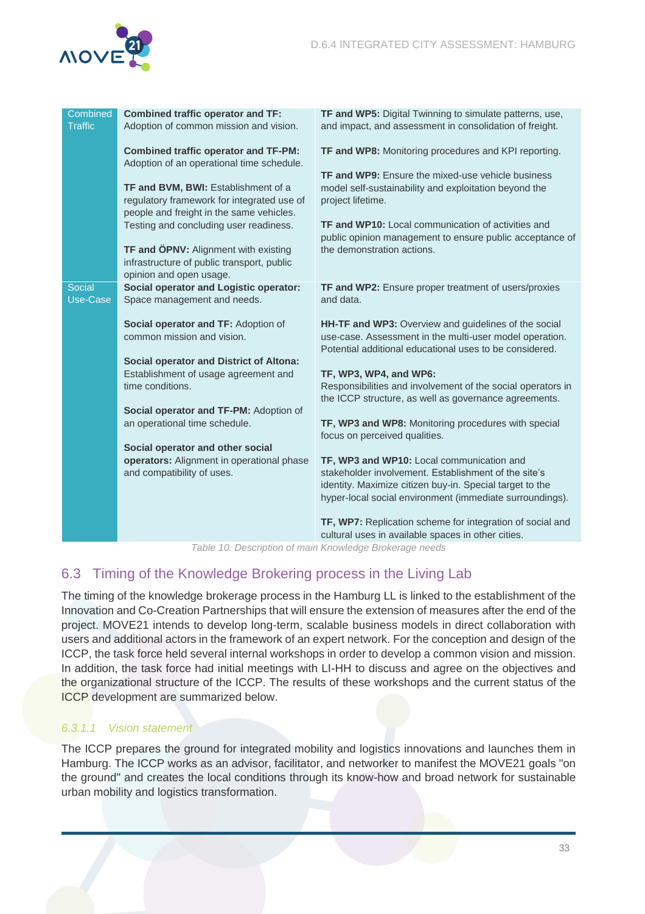| | | |
|---|---|---|
| Combined Traffic | **Combined traffic operator and TF:** Adoption of common mission and vision.<br><br>**Combined traffic operator and TF-PM:** Adoption of an operational time schedule.<br><br>**TF and BVM, BWI:** Establishment of a regulatory framework for integrated use of people and freight in the same vehicles. Testing and concluding user readiness.<br><br>**TF and ÖPNV:** Alignment with existing infrastructure of public transport, public opinion and open usage. | **TF and WP5:** Digital Twinning to simulate patterns, use, and impact, and assessment in consolidation of freight.<br><br>**TF and WP8:** Monitoring procedures and KPI reporting.<br><br>**TF and WP9:** Ensure the mixed-use vehicle business model self-sustainability and exploitation beyond the project lifetime.<br><br>**TF and WP10:** Local communication of activities and public opinion management to ensure public acceptance of the demonstration actions. |
| Social Use-Case | **Social operator and Logistic operator:** Space management and needs.<br><br>**Social operator and TF:** Adoption of common mission and vision.<br><br>**Social operator and District of Altona:** Establishment of usage agreement and time conditions.<br><br>**Social operator and TF-PM:** Adoption of an operational time schedule.<br><br>**Social operator and other social operators:** Alignment in operational phase and compatibility of uses. | **TF and WP2:** Ensure proper treatment of users/proxies and data.<br><br>**HH-TF and WP3:** Overview and guidelines of the social use-case. Assessment in the multi-user model operation. Potential additional educational uses to be considered.<br><br>**TF, WP3, WP4, and WP6:** Responsibilities and involvement of the social operators in the ICCP structure, as well as governance agreements.<br><br>**TF, WP3 and WP8:** Monitoring procedures with special focus on perceived qualities.<br><br>**TF, WP3 and WP10:** Local communication and stakeholder involvement. Establishment of the site's identity. Maximize citizen buy-in. Special target to the hyper-local social environment (immediate surroundings).<br><br>**TF, WP7:** Replication scheme for integration of social and cultural uses in available spaces in other cities. |

*Table 10. Description of main Knowledge Brokerage needs*

## 6.3 Timing of the Knowledge Brokering process in the Living Lab

The timing of the knowledge brokerage process in the Hamburg LL is linked to the establishment of the Innovation and Co-Creation Partnerships that will ensure the extension of measures after the end of the project. MOVE21 intends to develop long-term, scalable business models in direct collaboration with users and additional actors in the framework of an expert network. For the conception and design of the ICCP, the task force held several internal workshops in order to develop a common vision and mission. In addition, the task force had initial meetings with LI-HH to discuss and agree on the objectives and the organizational structure of the ICCP. The results of these workshops and the current status of the ICCP development are summarized below.

#### *6.3.1.1 Vision statement*

The ICCP prepares the ground for integrated mobility and logistics innovations and launches them in Hamburg. The ICCP works as an advisor, facilitator, and networker to manifest the MOVE21 goals "on the ground" and creates the local conditions through its know-how and broad network for sustainable urban mobility and logistics transformation.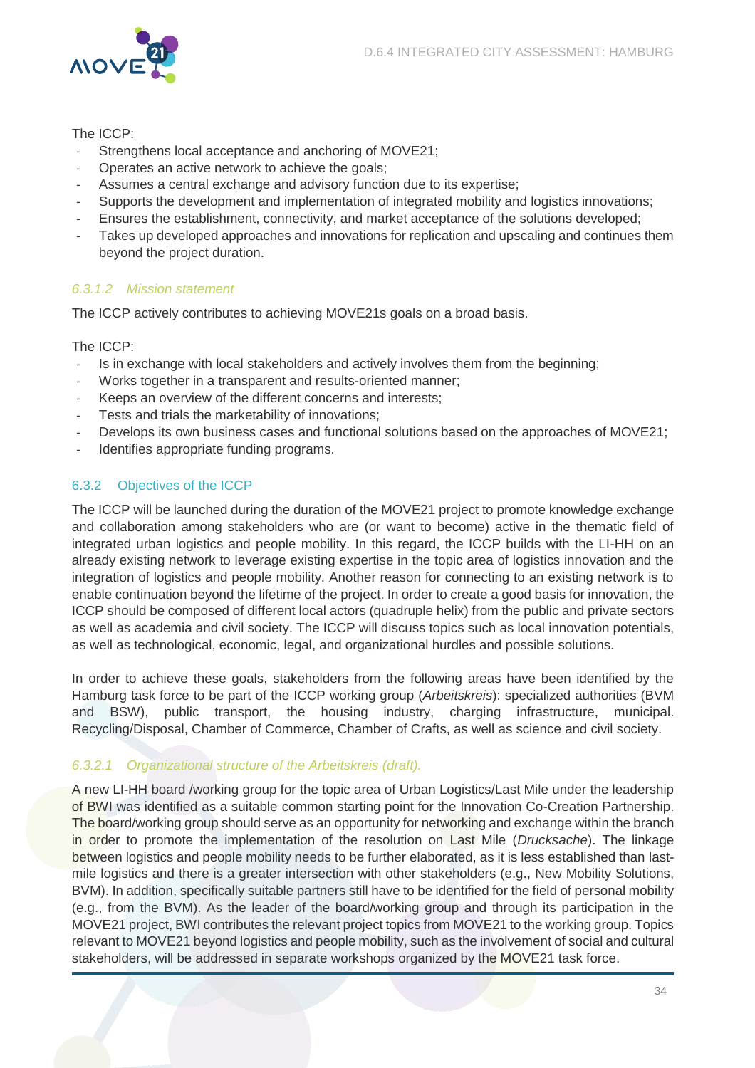The ICCP:

- Strengthens local acceptance and anchoring of MOVE21;
- Operates an active network to achieve the goals;
- Assumes a central exchange and advisory function due to its expertise;
- Supports the development and implementation of integrated mobility and logistics innovations;
- Ensures the establishment, connectivity, and market acceptance of the solutions developed;
- Takes up developed approaches and innovations for replication and upscaling and continues them beyond the project duration.

#### *6.3.1.2 Mission statement*

The ICCP actively contributes to achieving MOVE21s goals on a broad basis.

The ICCP:

- Is in exchange with local stakeholders and actively involves them from the beginning;
- Works together in a transparent and results-oriented manner;
- Keeps an overview of the different concerns and interests;
- Tests and trials the marketability of innovations;
- Develops its own business cases and functional solutions based on the approaches of MOVE21;
- Identifies appropriate funding programs.

### 6.3.2 Objectives of the ICCP

The ICCP will be launched during the duration of the MOVE21 project to promote knowledge exchange and collaboration among stakeholders who are (or want to become) active in the thematic field of integrated urban logistics and people mobility. In this regard, the ICCP builds with the LI-HH on an already existing network to leverage existing expertise in the topic area of logistics innovation and the integration of logistics and people mobility. Another reason for connecting to an existing network is to enable continuation beyond the lifetime of the project. In order to create a good basis for innovation, the ICCP should be composed of different local actors (quadruple helix) from the public and private sectors as well as academia and civil society. The ICCP will discuss topics such as local innovation potentials, as well as technological, economic, legal, and organizational hurdles and possible solutions.

In order to achieve these goals, stakeholders from the following areas have been identified by the Hamburg task force to be part of the ICCP working group (*Arbeitskreis*): specialized authorities (BVM and BSW), public transport, the housing industry, charging infrastructure, municipal. Recycling/Disposal, Chamber of Commerce, Chamber of Crafts, as well as science and civil society.

#### *6.3.2.1 Organizational structure of the Arbeitskreis (draft).*

A new LI-HH board /working group for the topic area of Urban Logistics/Last Mile under the leadership of BWI was identified as a suitable common starting point for the Innovation Co-Creation Partnership. The board/working group should serve as an opportunity for networking and exchange within the branch in order to promote the implementation of the resolution on Last Mile (*Drucksache*). The linkage between logistics and people mobility needs to be further elaborated, as it is less established than last-mile logistics and there is a greater intersection with other stakeholders (e.g., New Mobility Solutions, BVM). In addition, specifically suitable partners still have to be identified for the field of personal mobility (e.g., from the BVM). As the leader of the board/working group and through its participation in the MOVE21 project, BWI contributes the relevant project topics from MOVE21 to the working group. Topics relevant to MOVE21 beyond logistics and people mobility, such as the involvement of social and cultural stakeholders, will be addressed in separate workshops organized by the MOVE21 task force.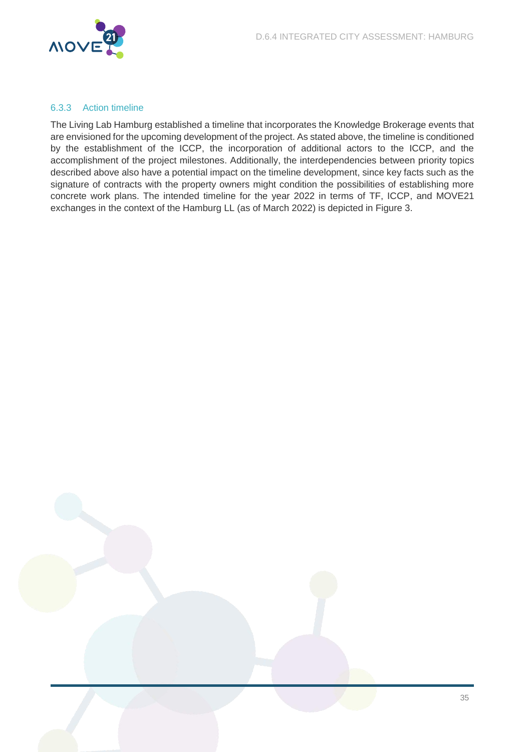### 6.3.3 Action timeline

The Living Lab Hamburg established a timeline that incorporates the Knowledge Brokerage events that are envisioned for the upcoming development of the project. As stated above, the timeline is conditioned by the establishment of the ICCP, the incorporation of additional actors to the ICCP, and the accomplishment of the project milestones. Additionally, the interdependencies between priority topics described above also have a potential impact on the timeline development, since key facts such as the signature of contracts with the property owners might condition the possibilities of establishing more concrete work plans. The intended timeline for the year 2022 in terms of TF, ICCP, and MOVE21 exchanges in the context of the Hamburg LL (as of March 2022) is depicted in Figure 3.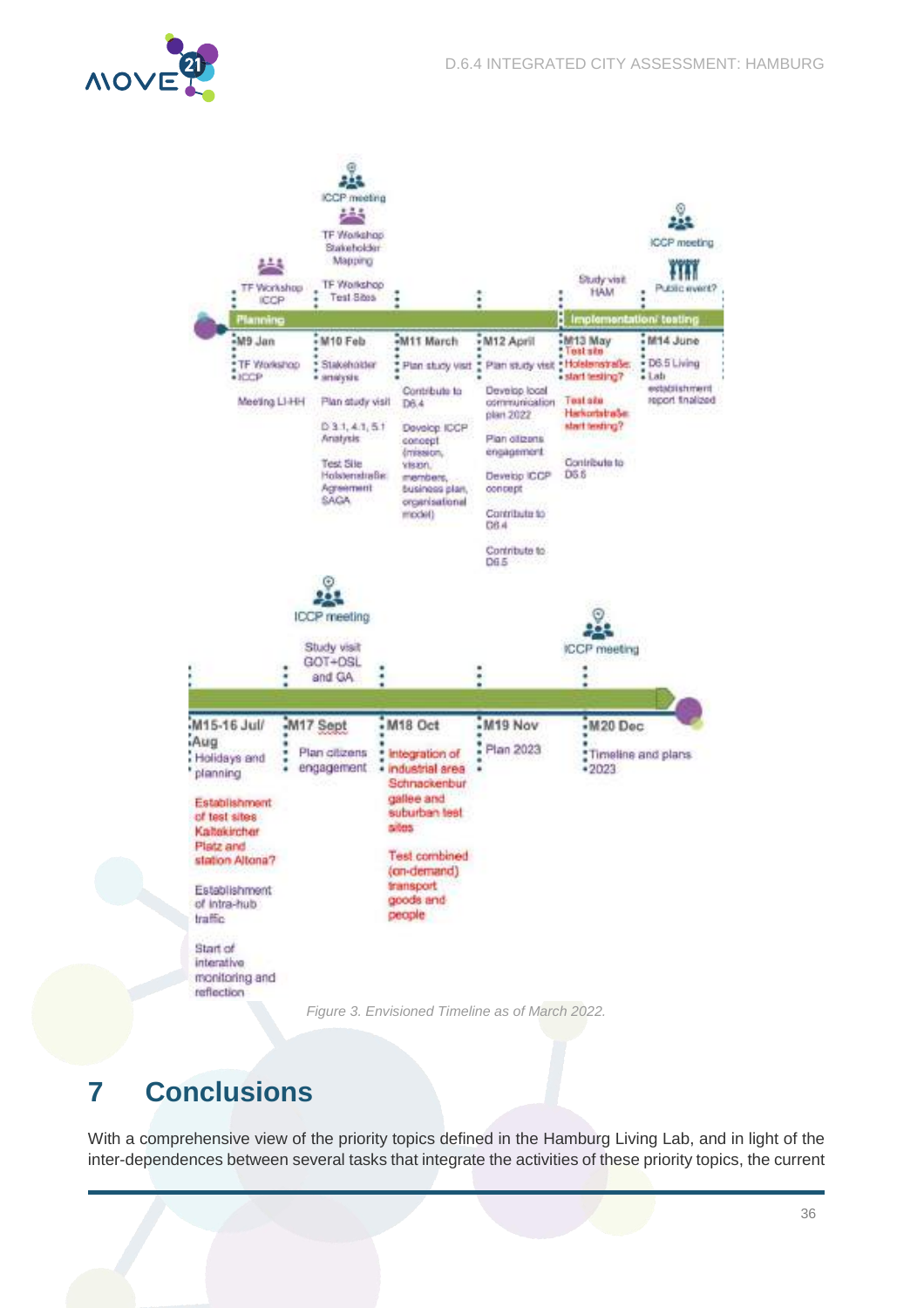ICCP meeting

TF Workshop Stakeholder Mapping

TF Workshop ICCP

TF Workshop Test Sites

Study visit HAM

ICCP meeting

Public event?

Planning

Implementation/ testing

| M9 Jan | M10 Feb | M11 March | M12 April | M13 May | M14 June |
|---|---|---|---|---|---|
| TF Workshop ICCP<br>Meeting LI-HH | Stakeholder analysis<br>Plan study visit<br>D 3.1, 4.1, 5.1 Analysis<br>Test Site Holstenstraße Agreement SAGA | Plan study visit<br>Contribute to D6.4<br>Develop ICCP concept (mission, vision, members, business plan, organisational model) | Plan study visit<br>Develop local communication plan 2022<br>Plan citizens engagement<br>Develop ICCP concept<br>Contribute to D6.4<br>Contribute to D6.5 | Test site Holstenstraße start testing?<br>Test site Harkortstraße start testing?<br>Contribute to D6.5 | D6.5 Living Lab establishment report finalized |

ICCP meeting

Study visit GOT+OSL and GA

ICCP meeting

| M15-16 Jul/ Aug | M17 Sept | M18 Oct | M19 Nov | M20 Dec |
|---|---|---|---|---|
| Holidays and planning<br>Establishment of test sites Kaltekircher Platz and station Altona?<br>Establishment of intra-hub traffic<br>Start of interative monitoring and reflection | Plan citizens engagement | Integration of industrial area Schnackenbur gallee and suburban test sites<br>Test combined (on-demand) transport goods and people | Plan 2023 | Timeline and plans 2023 |

*Figure 3. Envisioned Timeline as of March 2022.*

# 7 Conclusions

With a comprehensive view of the priority topics defined in the Hamburg Living Lab, and in light of the inter-dependences between several tasks that integrate the activities of these priority topics, the current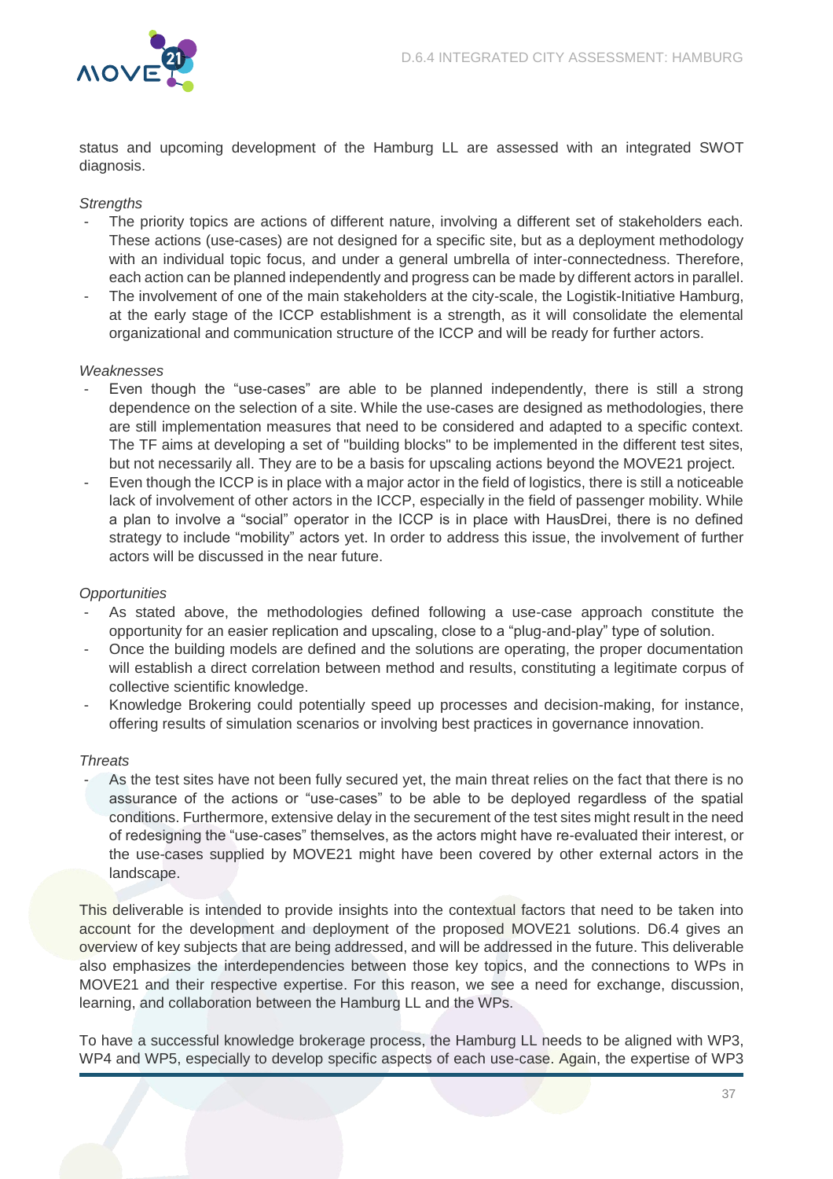status and upcoming development of the Hamburg LL are assessed with an integrated SWOT diagnosis.

*Strengths*

- The priority topics are actions of different nature, involving a different set of stakeholders each. These actions (use-cases) are not designed for a specific site, but as a deployment methodology with an individual topic focus, and under a general umbrella of inter-connectedness. Therefore, each action can be planned independently and progress can be made by different actors in parallel.
- The involvement of one of the main stakeholders at the city-scale, the Logistik-Initiative Hamburg, at the early stage of the ICCP establishment is a strength, as it will consolidate the elemental organizational and communication structure of the ICCP and will be ready for further actors.

*Weaknesses*

- Even though the "use-cases" are able to be planned independently, there is still a strong dependence on the selection of a site. While the use-cases are designed as methodologies, there are still implementation measures that need to be considered and adapted to a specific context. The TF aims at developing a set of "building blocks" to be implemented in the different test sites, but not necessarily all. They are to be a basis for upscaling actions beyond the MOVE21 project.
- Even though the ICCP is in place with a major actor in the field of logistics, there is still a noticeable lack of involvement of other actors in the ICCP, especially in the field of passenger mobility. While a plan to involve a "social" operator in the ICCP is in place with HausDrei, there is no defined strategy to include "mobility" actors yet. In order to address this issue, the involvement of further actors will be discussed in the near future.

*Opportunities*

- As stated above, the methodologies defined following a use-case approach constitute the opportunity for an easier replication and upscaling, close to a "plug-and-play" type of solution.
- Once the building models are defined and the solutions are operating, the proper documentation will establish a direct correlation between method and results, constituting a legitimate corpus of collective scientific knowledge.
- Knowledge Brokering could potentially speed up processes and decision-making, for instance, offering results of simulation scenarios or involving best practices in governance innovation.

*Threats*

- As the test sites have not been fully secured yet, the main threat relies on the fact that there is no assurance of the actions or "use-cases" to be able to be deployed regardless of the spatial conditions. Furthermore, extensive delay in the securement of the test sites might result in the need of redesigning the "use-cases" themselves, as the actors might have re-evaluated their interest, or the use-cases supplied by MOVE21 might have been covered by other external actors in the landscape.

This deliverable is intended to provide insights into the contextual factors that need to be taken into account for the development and deployment of the proposed MOVE21 solutions. D6.4 gives an overview of key subjects that are being addressed, and will be addressed in the future. This deliverable also emphasizes the interdependencies between those key topics, and the connections to WPs in MOVE21 and their respective expertise. For this reason, we see a need for exchange, discussion, learning, and collaboration between the Hamburg LL and the WPs.

To have a successful knowledge brokerage process, the Hamburg LL needs to be aligned with WP3, WP4 and WP5, especially to develop specific aspects of each use-case. Again, the expertise of WP3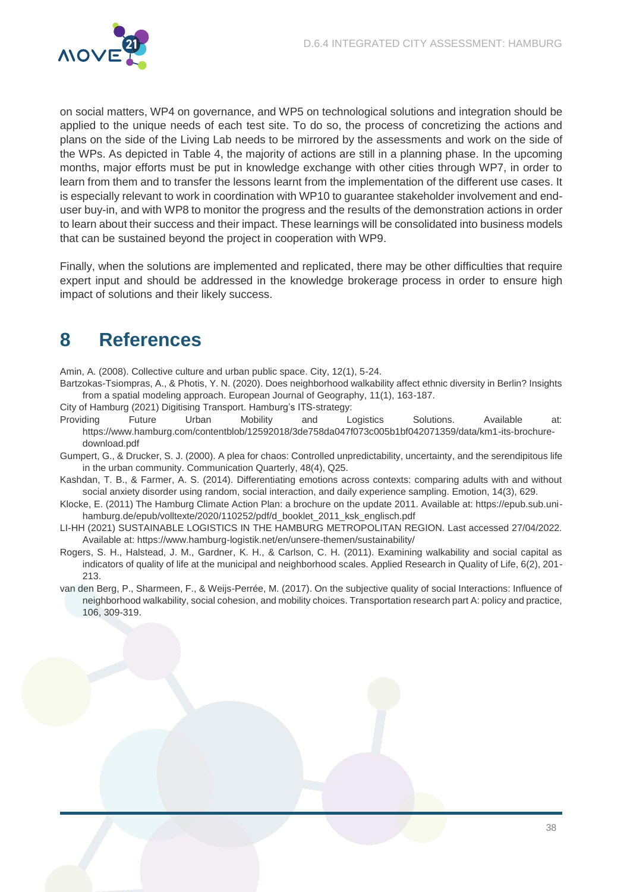on social matters, WP4 on governance, and WP5 on technological solutions and integration should be applied to the unique needs of each test site. To do so, the process of concretizing the actions and plans on the side of the Living Lab needs to be mirrored by the assessments and work on the side of the WPs. As depicted in Table 4, the majority of actions are still in a planning phase. In the upcoming months, major efforts must be put in knowledge exchange with other cities through WP7, in order to learn from them and to transfer the lessons learnt from the implementation of the different use cases. It is especially relevant to work in coordination with WP10 to guarantee stakeholder involvement and end-user buy-in, and with WP8 to monitor the progress and the results of the demonstration actions in order to learn about their success and their impact. These learnings will be consolidated into business models that can be sustained beyond the project in cooperation with WP9.

Finally, when the solutions are implemented and replicated, there may be other difficulties that require expert input and should be addressed in the knowledge brokerage process in order to ensure high impact of solutions and their likely success.

# 8 References

Amin, A. (2008). Collective culture and urban public space. City, 12(1), 5-24.

Bartzokas-Tsiompras, A., & Photis, Y. N. (2020). Does neighborhood walkability affect ethnic diversity in Berlin? Insights from a spatial modeling approach. European Journal of Geography, 11(1), 163-187.

City of Hamburg (2021) Digitising Transport. Hamburg's ITS-strategy: Providing Future Urban Mobility and Logistics Solutions. Available at: https://www.hamburg.com/contentblob/12592018/3de758da047f073c005b1bf042071359/data/km1-its-brochure-download.pdf

Gumpert, G., & Drucker, S. J. (2000). A plea for chaos: Controlled unpredictability, uncertainty, and the serendipitous life in the urban community. Communication Quarterly, 48(4), Q25.

Kashdan, T. B., & Farmer, A. S. (2014). Differentiating emotions across contexts: comparing adults with and without social anxiety disorder using random, social interaction, and daily experience sampling. Emotion, 14(3), 629.

Klocke, E. (2011) The Hamburg Climate Action Plan: a brochure on the update 2011. Available at: https://epub.sub.uni-hamburg.de/epub/volltexte/2020/110252/pdf/d_booklet_2011_ksk_englisch.pdf

LI-HH (2021) SUSTAINABLE LOGISTICS IN THE HAMBURG METROPOLITAN REGION. Last accessed 27/04/2022. Available at: https://www.hamburg-logistik.net/en/unsere-themen/sustainability/

Rogers, S. H., Halstead, J. M., Gardner, K. H., & Carlson, C. H. (2011). Examining walkability and social capital as indicators of quality of life at the municipal and neighborhood scales. Applied Research in Quality of Life, 6(2), 201-213.

van den Berg, P., Sharmeen, F., & Weijs-Perrée, M. (2017). On the subjective quality of social Interactions: Influence of neighborhood walkability, social cohesion, and mobility choices. Transportation research part A: policy and practice, 106, 309-319.